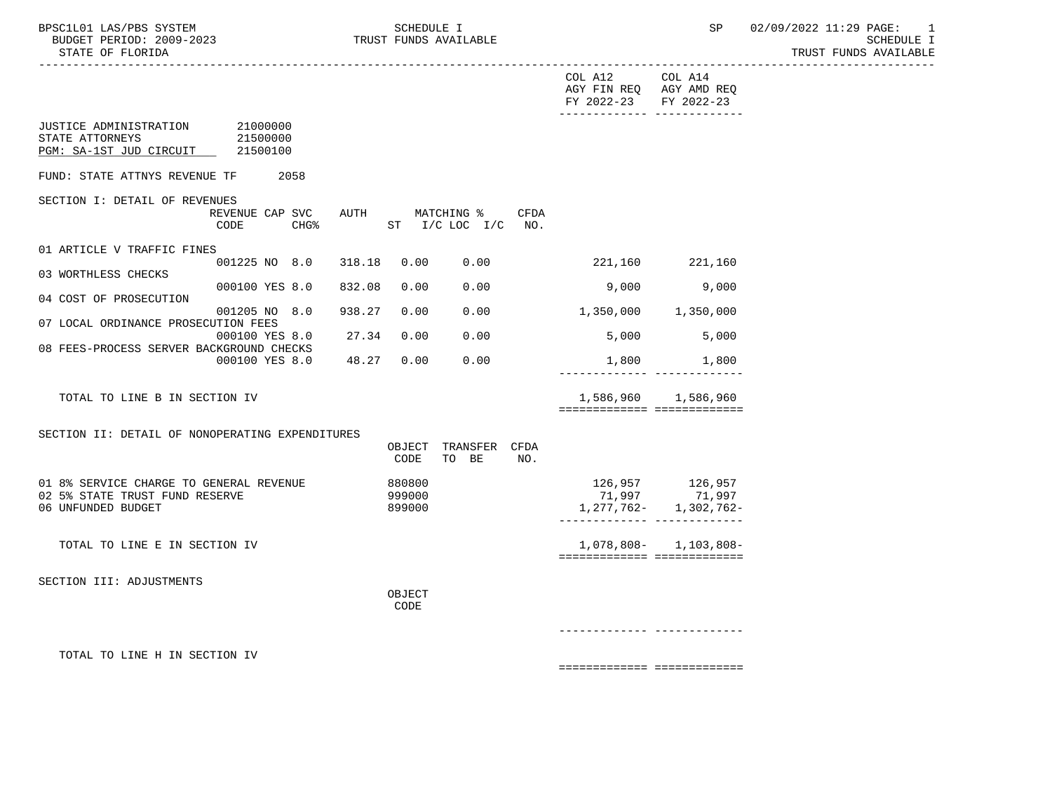BPSC1L01 LAS/PBS SYSTEM — SCHEDULE I — TRUST FUNDS AVAILABLE — SP 02/09/2022 11:29

BUDGET PERIOD: 2009-2023

STATE OF FLORIDA

JUSTICE ADMINISTRATION 21000000
STATE ATTORNEYS 21500000
PGM: SA-1ST JUD CIRCUIT 21500100

FUND: STATE ATTNYS REVENUE TF 2058

## SECTION I: DETAIL OF REVENUES

| | REVENUE CODE | CAP SVC CHG% | | AUTH | MATCHING % ST | I/C LOC I/C | CFDA NO. | COL A12 AGY FIN REQ FY 2022-23 | COL A14 AGY AMD REQ FY 2022-23 |
|---|---|---|---|---|---|---|---|---|---|
| 01 ARTICLE V TRAFFIC FINES | 001225 | NO | 8.0 | 318.18 | 0.00 | 0.00 | | 221,160 | 221,160 |
| 03 WORTHLESS CHECKS | 000100 | YES | 8.0 | 832.08 | 0.00 | 0.00 | | 9,000 | 9,000 |
| 04 COST OF PROSECUTION | 001205 | NO | 8.0 | 938.27 | 0.00 | 0.00 | | 1,350,000 | 1,350,000 |
| 07 LOCAL ORDINANCE PROSECUTION FEES | 000100 | YES | 8.0 | 27.34 | 0.00 | 0.00 | | 5,000 | 5,000 |
| 08 FEES-PROCESS SERVER BACKGROUND CHECKS | 000100 | YES | 8.0 | 48.27 | 0.00 | 0.00 | | 1,800 | 1,800 |
| TOTAL TO LINE B IN SECTION IV | | | | | | | | 1,586,960 | 1,586,960 |

## SECTION II: DETAIL OF NONOPERATING EXPENDITURES

| | OBJECT CODE | TRANSFER TO BE | CFDA NO. | COL A12 AGY FIN REQ FY 2022-23 | COL A14 AGY AMD REQ FY 2022-23 |
|---|---|---|---|---|---|
| 01 8% SERVICE CHARGE TO GENERAL REVENUE | 880800 | | | 126,957 | 126,957 |
| 02 5% STATE TRUST FUND RESERVE | 999000 | | | 71,997 | 71,997 |
| 06 UNFUNDED BUDGET | 899000 | | | 1,277,762- | 1,302,762- |
| TOTAL TO LINE E IN SECTION IV | | | | 1,078,808- | 1,103,808- |

## SECTION III: ADJUSTMENTS

| | OBJECT CODE | COL A12 AGY FIN REQ FY 2022-23 | COL A14 AGY AMD REQ FY 2022-23 |
|---|---|---|---|
| TOTAL TO LINE H IN SECTION IV | | | |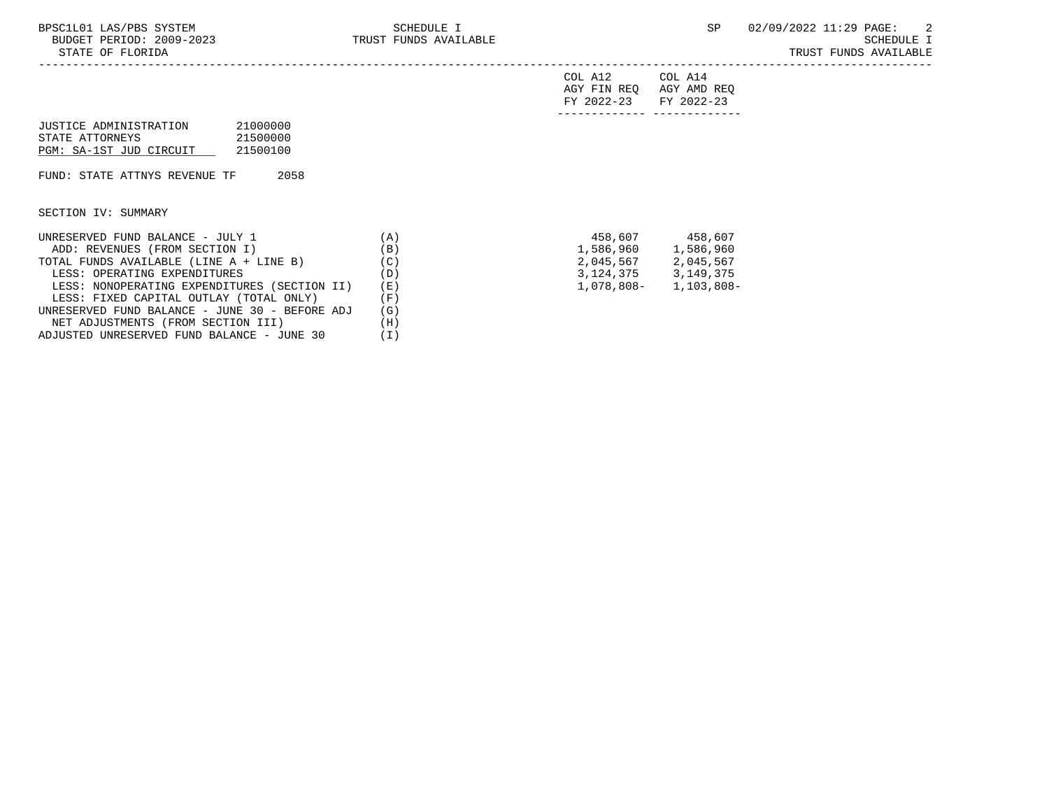SCHEDULE I
TRUST FUNDS AVAILABLE

STATE OF FLORIDA

| | | COL A12 AGY FIN REQ FY 2022-23 | COL A14 AGY AMD REQ FY 2022-23 |
|---|---|---|---|

JUSTICE ADMINISTRATION 21000000
STATE ATTORNEYS 21500000
PGM: SA-1ST JUD CIRCUIT 21500100

FUND: STATE ATTNYS REVENUE TF 2058

SECTION IV: SUMMARY

| | | COL A12 AGY FIN REQ FY 2022-23 | COL A14 AGY AMD REQ FY 2022-23 |
|---|---|---|---|
| UNRESERVED FUND BALANCE - JULY 1 | (A) | 458,607 | 458,607 |
| ADD: REVENUES (FROM SECTION I) | (B) | 1,586,960 | 1,586,960 |
| TOTAL FUNDS AVAILABLE (LINE A + LINE B) | (C) | 2,045,567 | 2,045,567 |
| LESS: OPERATING EXPENDITURES | (D) | 3,124,375 | 3,149,375 |
| LESS: NONOPERATING EXPENDITURES (SECTION II) | (E) | 1,078,808- | 1,103,808- |
| LESS: FIXED CAPITAL OUTLAY (TOTAL ONLY) | (F) | | |
| UNRESERVED FUND BALANCE - JUNE 30 - BEFORE ADJ | (G) | | |
| NET ADJUSTMENTS (FROM SECTION III) | (H) | | |
| ADJUSTED UNRESERVED FUND BALANCE - JUNE 30 | (I) | | |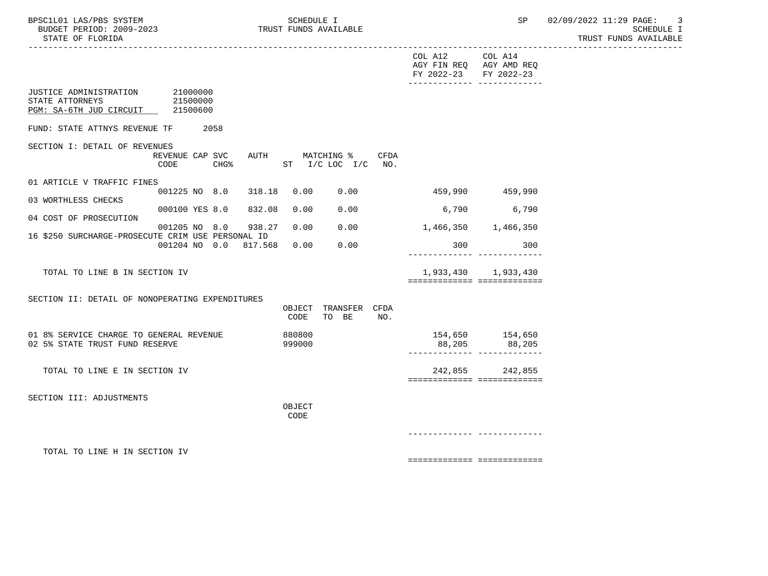BPSC1L01 LAS/PBS SYSTEM — SCHEDULE I — TRUST FUNDS AVAILABLE

BUDGET PERIOD: 2009-2023

STATE OF FLORIDA

SP 02/09/2022 11:29

| | COL A12 AGY FIN REQ FY 2022-23 | COL A14 AGY AMD REQ FY 2022-23 |
|---|---|---|

JUSTICE ADMINISTRATION 21000000
STATE ATTORNEYS 21500000
PGM: SA-6TH JUD CIRCUIT 21500600

FUND: STATE ATTNYS REVENUE TF 2058

## SECTION I: DETAIL OF REVENUES

| | REVENUE CODE | CAP | SVC CHG% | AUTH | MATCHING % ST I/C | LOC I/C | CFDA NO. | COL A12 AGY FIN REQ FY 2022-23 | COL A14 AGY AMD REQ FY 2022-23 |
|---|---|---|---|---|---|---|---|---|---|
| 01 ARTICLE V TRAFFIC FINES | 001225 | NO | 8.0 | 318.18 | 0.00 | 0.00 | | 459,990 | 459,990 |
| 03 WORTHLESS CHECKS | 000100 | YES | 8.0 | 832.08 | 0.00 | 0.00 | | 6,790 | 6,790 |
| 04 COST OF PROSECUTION | 001205 | NO | 8.0 | 938.27 | 0.00 | 0.00 | | 1,466,350 | 1,466,350 |
| 16 $250 SURCHARGE-PROSECUTE CRIM USE PERSONAL ID | 001204 | NO | 0.0 | 817.568 | 0.00 | 0.00 | | 300 | 300 |
| TOTAL TO LINE B IN SECTION IV | | | | | | | | 1,933,430 | 1,933,430 |

## SECTION II: DETAIL OF NONOPERATING EXPENDITURES

| | OBJECT CODE | TRANSFER TO BE | CFDA NO. | COL A12 AGY FIN REQ FY 2022-23 | COL A14 AGY AMD REQ FY 2022-23 |
|---|---|---|---|---|---|
| 01 8% SERVICE CHARGE TO GENERAL REVENUE | 880800 | | | 154,650 | 154,650 |
| 02 5% STATE TRUST FUND RESERVE | 999000 | | | 88,205 | 88,205 |
| TOTAL TO LINE E IN SECTION IV | | | | 242,855 | 242,855 |

## SECTION III: ADJUSTMENTS

| | OBJECT CODE | COL A12 AGY FIN REQ FY 2022-23 | COL A14 AGY AMD REQ FY 2022-23 |
|---|---|---|---|
| TOTAL TO LINE H IN SECTION IV | | | |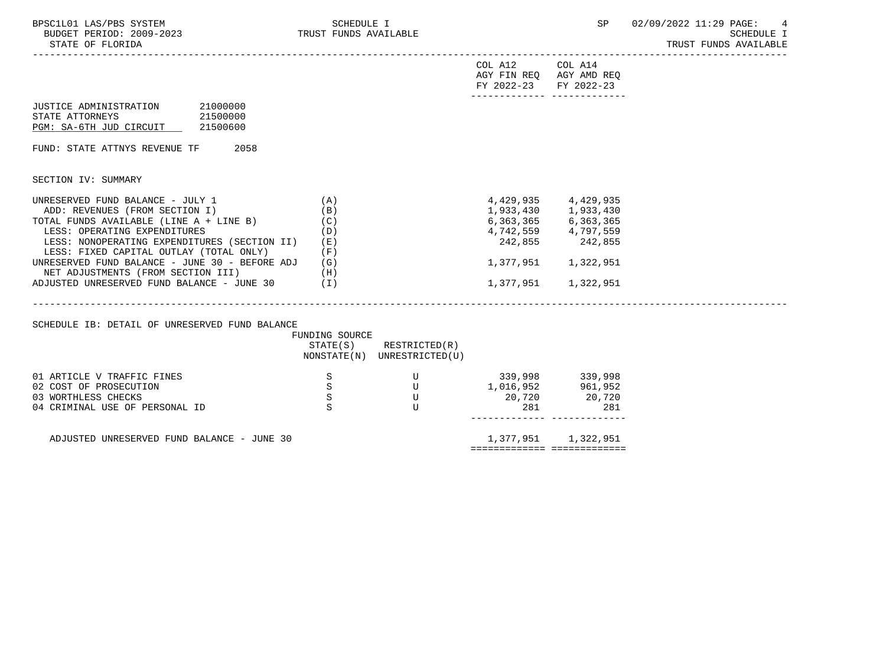BPSC1L01 LAS/PBS SYSTEM — SCHEDULE I — TRUST FUNDS AVAILABLE
BUDGET PERIOD: 2009-2023
STATE OF FLORIDA

| | | COL A12 AGY FIN REQ FY 2022-23 | COL A14 AGY AMD REQ FY 2022-23 |
|---|---|---|---|

JUSTICE ADMINISTRATION 21000000
STATE ATTORNEYS 21500000
PGM: SA-6TH JUD CIRCUIT 21500600

FUND: STATE ATTNYS REVENUE TF 2058

SECTION IV: SUMMARY

| | | COL A12 AGY FIN REQ FY 2022-23 | COL A14 AGY AMD REQ FY 2022-23 |
|---|---|---|---|
| UNRESERVED FUND BALANCE - JULY 1 | (A) | 4,429,935 | 4,429,935 |
| ADD: REVENUES (FROM SECTION I) | (B) | 1,933,430 | 1,933,430 |
| TOTAL FUNDS AVAILABLE (LINE A + LINE B) | (C) | 6,363,365 | 6,363,365 |
| LESS: OPERATING EXPENDITURES | (D) | 4,742,559 | 4,797,559 |
| LESS: NONOPERATING EXPENDITURES (SECTION II) | (E) | 242,855 | 242,855 |
| LESS: FIXED CAPITAL OUTLAY (TOTAL ONLY) | (F) | | |
| UNRESERVED FUND BALANCE - JUNE 30 - BEFORE ADJ | (G) | 1,377,951 | 1,322,951 |
| NET ADJUSTMENTS (FROM SECTION III) | (H) | | |
| ADJUSTED UNRESERVED FUND BALANCE - JUNE 30 | (I) | 1,377,951 | 1,322,951 |

SCHEDULE IB: DETAIL OF UNRESERVED FUND BALANCE

| | FUNDING SOURCE STATE(S) NONSTATE(N) | RESTRICTED(R) UNRESTRICTED(U) | COL A12 | COL A14 |
|---|---|---|---|---|
| 01 ARTICLE V TRAFFIC FINES | S | U | 339,998 | 339,998 |
| 02 COST OF PROSECUTION | S | U | 1,016,952 | 961,952 |
| 03 WORTHLESS CHECKS | S | U | 20,720 | 20,720 |
| 04 CRIMINAL USE OF PERSONAL ID | S | U | 281 | 281 |
| ADJUSTED UNRESERVED FUND BALANCE - JUNE 30 | | | 1,377,951 | 1,322,951 |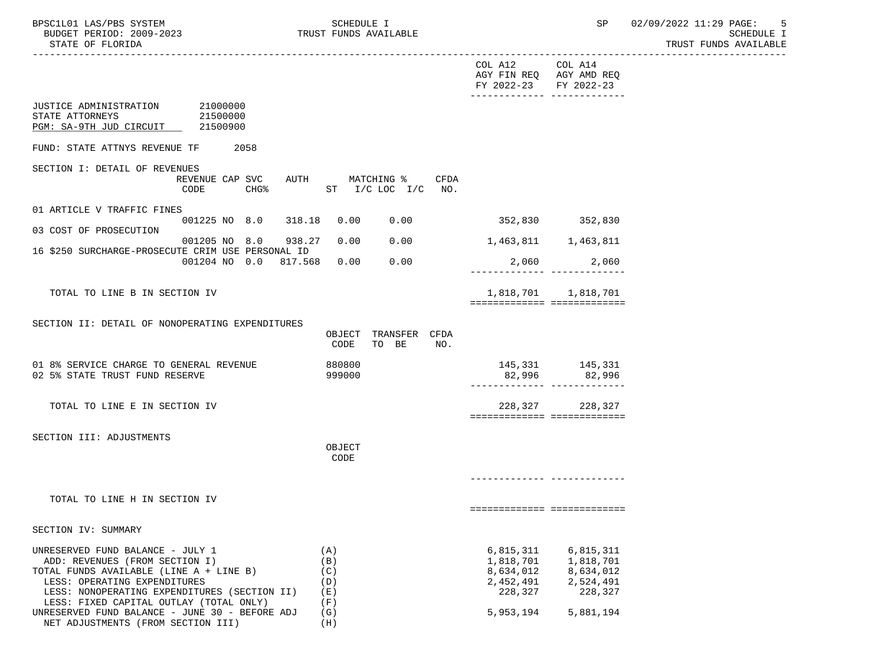BPSC1L01 LAS/PBS SYSTEM — SCHEDULE I — TRUST FUNDS AVAILABLE — BUDGET PERIOD: 2009-2023 — STATE OF FLORIDA

| | COL A12 AGY FIN REQ FY 2022-23 | COL A14 AGY AMD REQ FY 2022-23 |
|---|---|---|

JUSTICE ADMINISTRATION 21000000
STATE ATTORNEYS 21500000
PGM: SA-9TH JUD CIRCUIT 21500900

FUND: STATE ATTNYS REVENUE TF 2058

## SECTION I: DETAIL OF REVENUES

| | REVENUE CODE | CAP | SVC CHG% | AUTH | MATCHING % ST I/C | LOC I/C | CFDA NO. | COL A12 | COL A14 |
|---|---|---|---|---|---|---|---|---|---|
| 01 ARTICLE V TRAFFIC FINES | 001225 | NO | 8.0 | 318.18 | 0.00 | 0.00 | | 352,830 | 352,830 |
| 03 COST OF PROSECUTION | 001205 | NO | 8.0 | 938.27 | 0.00 | 0.00 | | 1,463,811 | 1,463,811 |
| 16 $250 SURCHARGE-PROSECUTE CRIM USE PERSONAL ID | 001204 | NO | 0.0 | 817.568 | 0.00 | 0.00 | | 2,060 | 2,060 |
| TOTAL TO LINE B IN SECTION IV | | | | | | | | 1,818,701 | 1,818,701 |

## SECTION II: DETAIL OF NONOPERATING EXPENDITURES

| | OBJECT CODE | TRANSFER TO BE | CFDA NO. | COL A12 | COL A14 |
|---|---|---|---|---|---|
| 01 8% SERVICE CHARGE TO GENERAL REVENUE | 880800 | | | 145,331 | 145,331 |
| 02 5% STATE TRUST FUND RESERVE | 999000 | | | 82,996 | 82,996 |
| TOTAL TO LINE E IN SECTION IV | | | | 228,327 | 228,327 |

## SECTION III: ADJUSTMENTS

| | OBJECT CODE | COL A12 | COL A14 |
|---|---|---|---|
| TOTAL TO LINE H IN SECTION IV | | | |

## SECTION IV: SUMMARY

| | | COL A12 | COL A14 |
|---|---|---|---|
| UNRESERVED FUND BALANCE - JULY 1 | (A) | 6,815,311 | 6,815,311 |
| ADD: REVENUES (FROM SECTION I) | (B) | 1,818,701 | 1,818,701 |
| TOTAL FUNDS AVAILABLE (LINE A + LINE B) | (C) | 8,634,012 | 8,634,012 |
| LESS: OPERATING EXPENDITURES | (D) | 2,452,491 | 2,524,491 |
| LESS: NONOPERATING EXPENDITURES (SECTION II) | (E) | 228,327 | 228,327 |
| LESS: FIXED CAPITAL OUTLAY (TOTAL ONLY) | (F) | | |
| UNRESERVED FUND BALANCE - JUNE 30 - BEFORE ADJ | (G) | 5,953,194 | 5,881,194 |
| NET ADJUSTMENTS (FROM SECTION III) | (H) | | |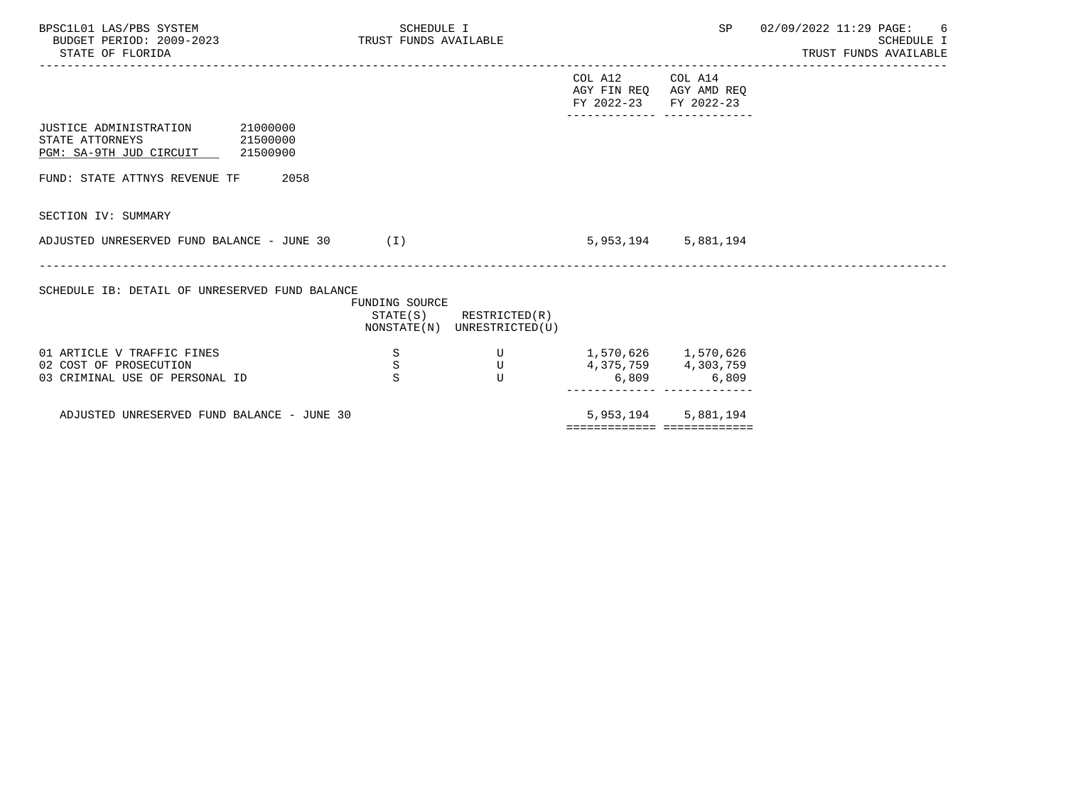| | | | COL A12 AGY FIN REQ FY 2022-23 | COL A14 AGY AMD REQ FY 2022-23 |
|---|---|---|---|---|
| JUSTICE ADMINISTRATION 21000000 | | | | |
| STATE ATTORNEYS 21500000 | | | | |
| PGM: SA-9TH JUD CIRCUIT 21500900 | | | | |
| FUND: STATE ATTNYS REVENUE TF 2058 | | | | |
| SECTION IV: SUMMARY | | | | |
| ADJUSTED UNRESERVED FUND BALANCE - JUNE 30 (I) | | | 5,953,194 | 5,881,194 |

SCHEDULE IB: DETAIL OF UNRESERVED FUND BALANCE

| | FUNDING SOURCE STATE(S) NONSTATE(N) | RESTRICTED(R) UNRESTRICTED(U) | COL A12 AGY FIN REQ FY 2022-23 | COL A14 AGY AMD REQ FY 2022-23 |
|---|---|---|---|---|
| 01 ARTICLE V TRAFFIC FINES | S | U | 1,570,626 | 1,570,626 |
| 02 COST OF PROSECUTION | S | U | 4,375,759 | 4,303,759 |
| 03 CRIMINAL USE OF PERSONAL ID | S | U | 6,809 | 6,809 |
| ADJUSTED UNRESERVED FUND BALANCE - JUNE 30 | | | 5,953,194 | 5,881,194 |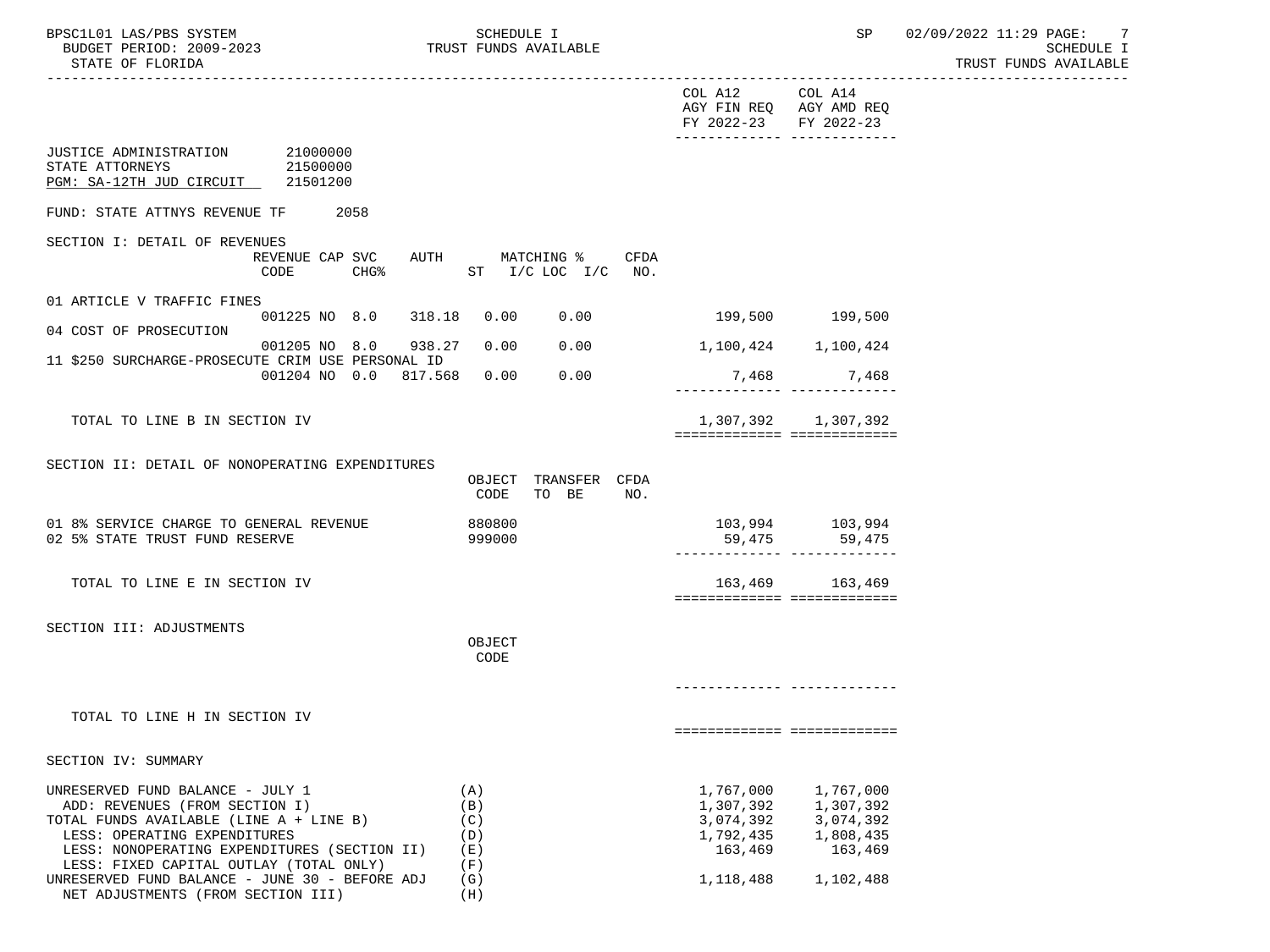BPSC1L01 LAS/PBS SYSTEM — SCHEDULE I — TRUST FUNDS AVAILABLE — SP 02/09/2022 11:29

BUDGET PERIOD: 2009-2023

STATE OF FLORIDA

| | COL A12 AGY FIN REQ FY 2022-23 | COL A14 AGY AMD REQ FY 2022-23 |
|---|---|---|

JUSTICE ADMINISTRATION 21000000
STATE ATTORNEYS 21500000
PGM: SA-12TH JUD CIRCUIT 21501200

FUND: STATE ATTNYS REVENUE TF 2058

## SECTION I: DETAIL OF REVENUES

| | REVENUE CODE | CAP | SVC CHG% | AUTH ST | MATCHING % I/C | LOC I/C | CFDA NO. | COL A12 AGY FIN REQ FY 2022-23 | COL A14 AGY AMD REQ FY 2022-23 |
|---|---|---|---|---|---|---|---|---|---|
| 01 ARTICLE V TRAFFIC FINES | 001225 | NO | 8.0 | 318.18 | 0.00 | 0.00 | | 199,500 | 199,500 |
| 04 COST OF PROSECUTION | 001205 | NO | 8.0 | 938.27 | 0.00 | 0.00 | | 1,100,424 | 1,100,424 |
| 11 $250 SURCHARGE-PROSECUTE CRIM USE PERSONAL ID | 001204 | NO | 0.0 | 817.568 | 0.00 | 0.00 | | 7,468 | 7,468 |
| TOTAL TO LINE B IN SECTION IV | | | | | | | | 1,307,392 | 1,307,392 |

## SECTION II: DETAIL OF NONOPERATING EXPENDITURES

| | OBJECT CODE | TRANSFER TO BE | CFDA NO. | COL A12 AGY FIN REQ FY 2022-23 | COL A14 AGY AMD REQ FY 2022-23 |
|---|---|---|---|---|---|
| 01 8% SERVICE CHARGE TO GENERAL REVENUE | 880800 | | | 103,994 | 103,994 |
| 02 5% STATE TRUST FUND RESERVE | 999000 | | | 59,475 | 59,475 |
| TOTAL TO LINE E IN SECTION IV | | | | 163,469 | 163,469 |

## SECTION III: ADJUSTMENTS

| | OBJECT CODE | COL A12 AGY FIN REQ FY 2022-23 | COL A14 AGY AMD REQ FY 2022-23 |
|---|---|---|---|
| TOTAL TO LINE H IN SECTION IV | | | |

## SECTION IV: SUMMARY

| | | COL A12 AGY FIN REQ FY 2022-23 | COL A14 AGY AMD REQ FY 2022-23 |
|---|---|---|---|
| UNRESERVED FUND BALANCE - JULY 1 | (A) | 1,767,000 | 1,767,000 |
| ADD: REVENUES (FROM SECTION I) | (B) | 1,307,392 | 1,307,392 |
| TOTAL FUNDS AVAILABLE (LINE A + LINE B) | (C) | 3,074,392 | 3,074,392 |
| LESS: OPERATING EXPENDITURES | (D) | 1,792,435 | 1,808,435 |
| LESS: NONOPERATING EXPENDITURES (SECTION II) | (E) | 163,469 | 163,469 |
| LESS: FIXED CAPITAL OUTLAY (TOTAL ONLY) | (F) | | |
| UNRESERVED FUND BALANCE - JUNE 30 - BEFORE ADJ | (G) | 1,118,488 | 1,102,488 |
| NET ADJUSTMENTS (FROM SECTION III) | (H) | | |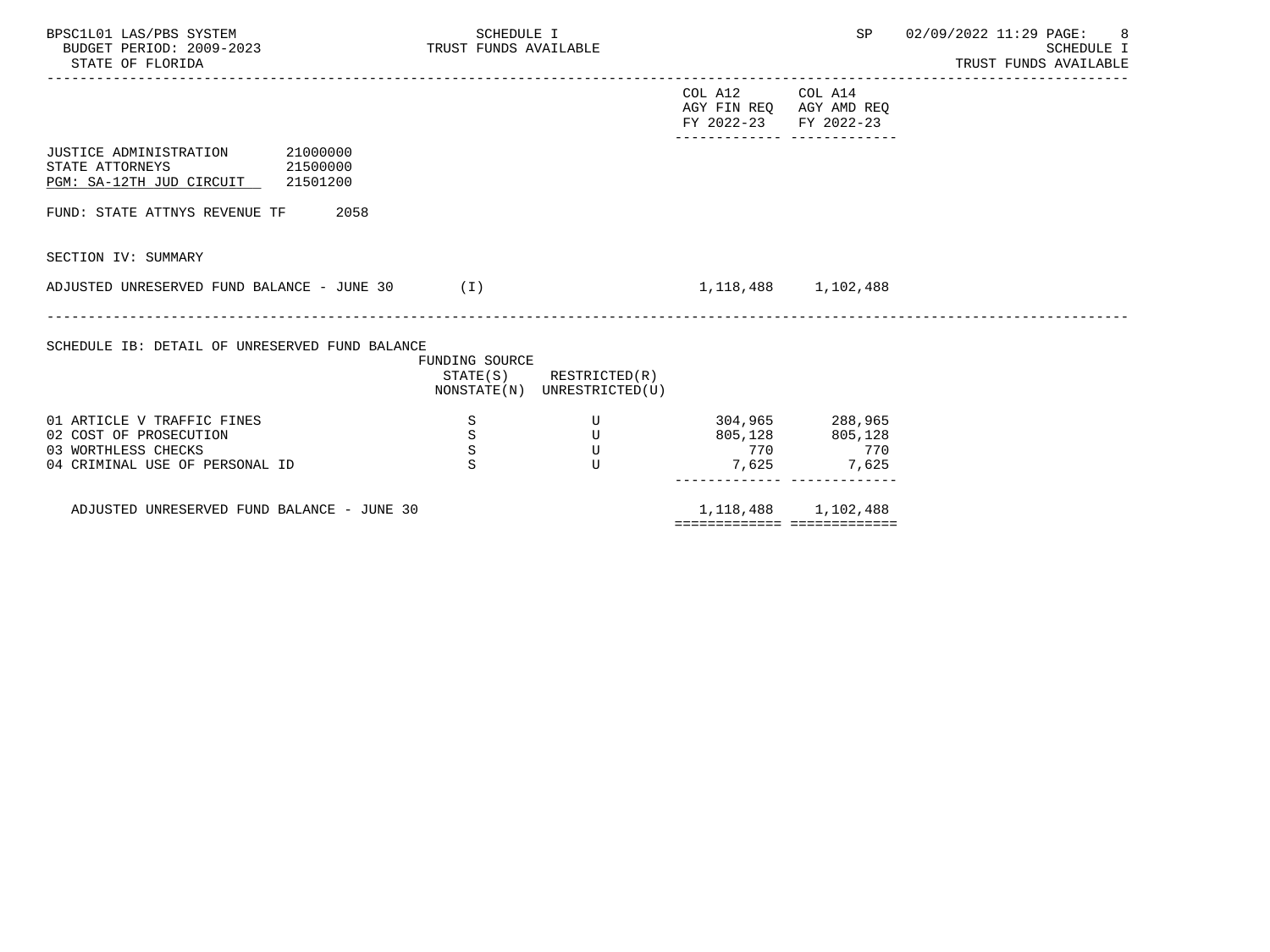| | | | COL A12 AGY FIN REQ FY 2022-23 | COL A14 AGY AMD REQ FY 2022-23 |
|---|---|---|---|---|

JUSTICE ADMINISTRATION 21000000
STATE ATTORNEYS 21500000
PGM: SA-12TH JUD CIRCUIT 21501200

FUND: STATE ATTNYS REVENUE TF 2058

SECTION IV: SUMMARY

| | | COL A12 AGY FIN REQ FY 2022-23 | COL A14 AGY AMD REQ FY 2022-23 |
|---|---|---|---|
| ADJUSTED UNRESERVED FUND BALANCE - JUNE 30 | (I) | 1,118,488 | 1,102,488 |

SCHEDULE IB: DETAIL OF UNRESERVED FUND BALANCE

| | FUNDING SOURCE STATE(S) NONSTATE(N) | RESTRICTED(R) UNRESTRICTED(U) | COL A12 AGY FIN REQ FY 2022-23 | COL A14 AGY AMD REQ FY 2022-23 |
|---|---|---|---|---|
| 01 ARTICLE V TRAFFIC FINES | S | U | 304,965 | 288,965 |
| 02 COST OF PROSECUTION | S | U | 805,128 | 805,128 |
| 03 WORTHLESS CHECKS | S | U | 770 | 770 |
| 04 CRIMINAL USE OF PERSONAL ID | S | U | 7,625 | 7,625 |
| ADJUSTED UNRESERVED FUND BALANCE - JUNE 30 | | | 1,118,488 | 1,102,488 |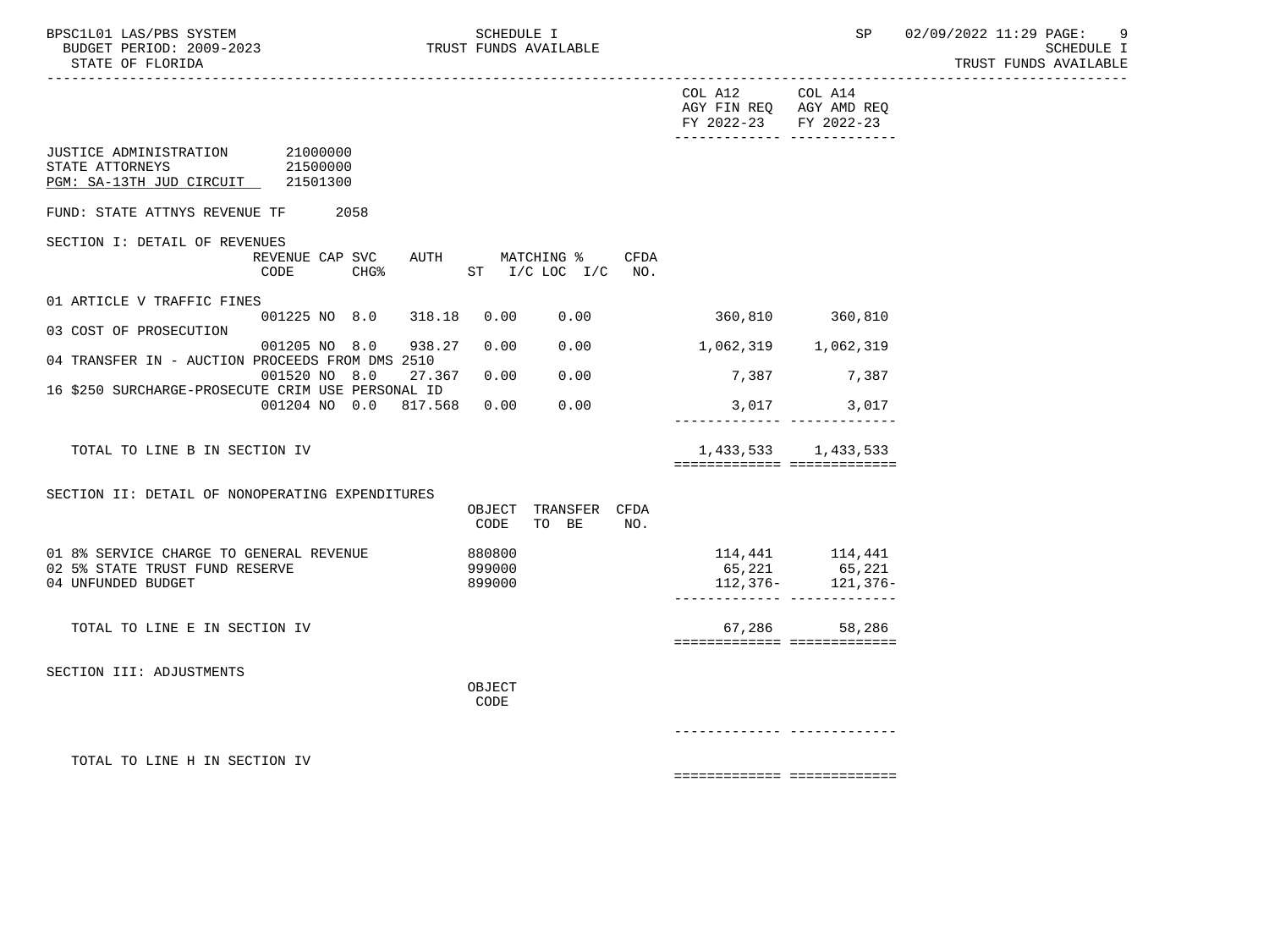SCHEDULE I
TRUST FUNDS AVAILABLE

BUDGET PERIOD: 2009-2023
STATE OF FLORIDA

| | COL A12 AGY FIN REQ FY 2022-23 | COL A14 AGY AMD REQ FY 2022-23 |
|---|---|---|

JUSTICE ADMINISTRATION 21000000
STATE ATTORNEYS 21500000
PGM: SA-13TH JUD CIRCUIT 21501300

FUND: STATE ATTNYS REVENUE TF 2058

SECTION I: DETAIL OF REVENUES

| | REVENUE CODE | CAP SVC CHG% | AUTH ST | MATCHING % I/C | LOC I/C | CFDA NO. | COL A12 AGY FIN REQ FY 2022-23 | COL A14 AGY AMD REQ FY 2022-23 |
|---|---|---|---|---|---|---|---|---|
| 01 ARTICLE V TRAFFIC FINES | 001225 | NO 8.0 | 318.18 | 0.00 | 0.00 | | 360,810 | 360,810 |
| 03 COST OF PROSECUTION | 001205 | NO 8.0 | 938.27 | 0.00 | 0.00 | | 1,062,319 | 1,062,319 |
| 04 TRANSFER IN - AUCTION PROCEEDS FROM DMS 2510 | 001520 | NO 8.0 | 27.367 | 0.00 | 0.00 | | 7,387 | 7,387 |
| 16 $250 SURCHARGE-PROSECUTE CRIM USE PERSONAL ID | 001204 | NO 0.0 | 817.568 | 0.00 | 0.00 | | 3,017 | 3,017 |
| TOTAL TO LINE B IN SECTION IV | | | | | | | 1,433,533 | 1,433,533 |

SECTION II: DETAIL OF NONOPERATING EXPENDITURES

| | OBJECT CODE | TRANSFER TO BE | CFDA NO. | COL A12 AGY FIN REQ FY 2022-23 | COL A14 AGY AMD REQ FY 2022-23 |
|---|---|---|---|---|---|
| 01 8% SERVICE CHARGE TO GENERAL REVENUE | 880800 | | | 114,441 | 114,441 |
| 02 5% STATE TRUST FUND RESERVE | 999000 | | | 65,221 | 65,221 |
| 04 UNFUNDED BUDGET | 899000 | | | 112,376- | 121,376- |
| TOTAL TO LINE E IN SECTION IV | | | | 67,286 | 58,286 |

SECTION III: ADJUSTMENTS

| | OBJECT CODE | COL A12 AGY FIN REQ FY 2022-23 | COL A14 AGY AMD REQ FY 2022-23 |
|---|---|---|---|
| TOTAL TO LINE H IN SECTION IV | | | |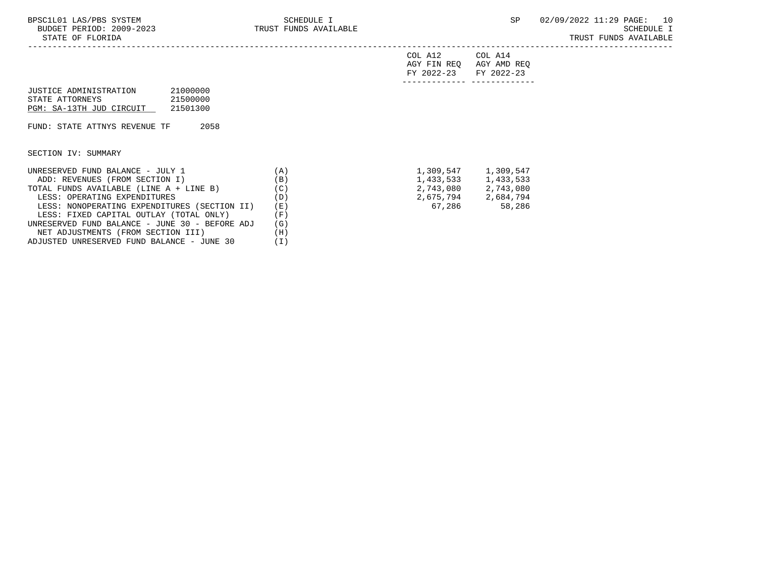JUSTICE ADMINISTRATION 21000000
STATE ATTORNEYS 21500000
PGM: SA-13TH JUD CIRCUIT 21501300

FUND: STATE ATTNYS REVENUE TF 2058

SECTION IV: SUMMARY

| | | COL A12 AGY FIN REQ FY 2022-23 | COL A14 AGY AMD REQ FY 2022-23 |
|---|---|---|---|
| UNRESERVED FUND BALANCE - JULY 1 | (A) | 1,309,547 | 1,309,547 |
| ADD: REVENUES (FROM SECTION I) | (B) | 1,433,533 | 1,433,533 |
| TOTAL FUNDS AVAILABLE (LINE A + LINE B) | (C) | 2,743,080 | 2,743,080 |
| LESS: OPERATING EXPENDITURES | (D) | 2,675,794 | 2,684,794 |
| LESS: NONOPERATING EXPENDITURES (SECTION II) | (E) | 67,286 | 58,286 |
| LESS: FIXED CAPITAL OUTLAY (TOTAL ONLY) | (F) | | |
| UNRESERVED FUND BALANCE - JUNE 30 - BEFORE ADJ | (G) | | |
| NET ADJUSTMENTS (FROM SECTION III) | (H) | | |
| ADJUSTED UNRESERVED FUND BALANCE - JUNE 30 | (I) | | |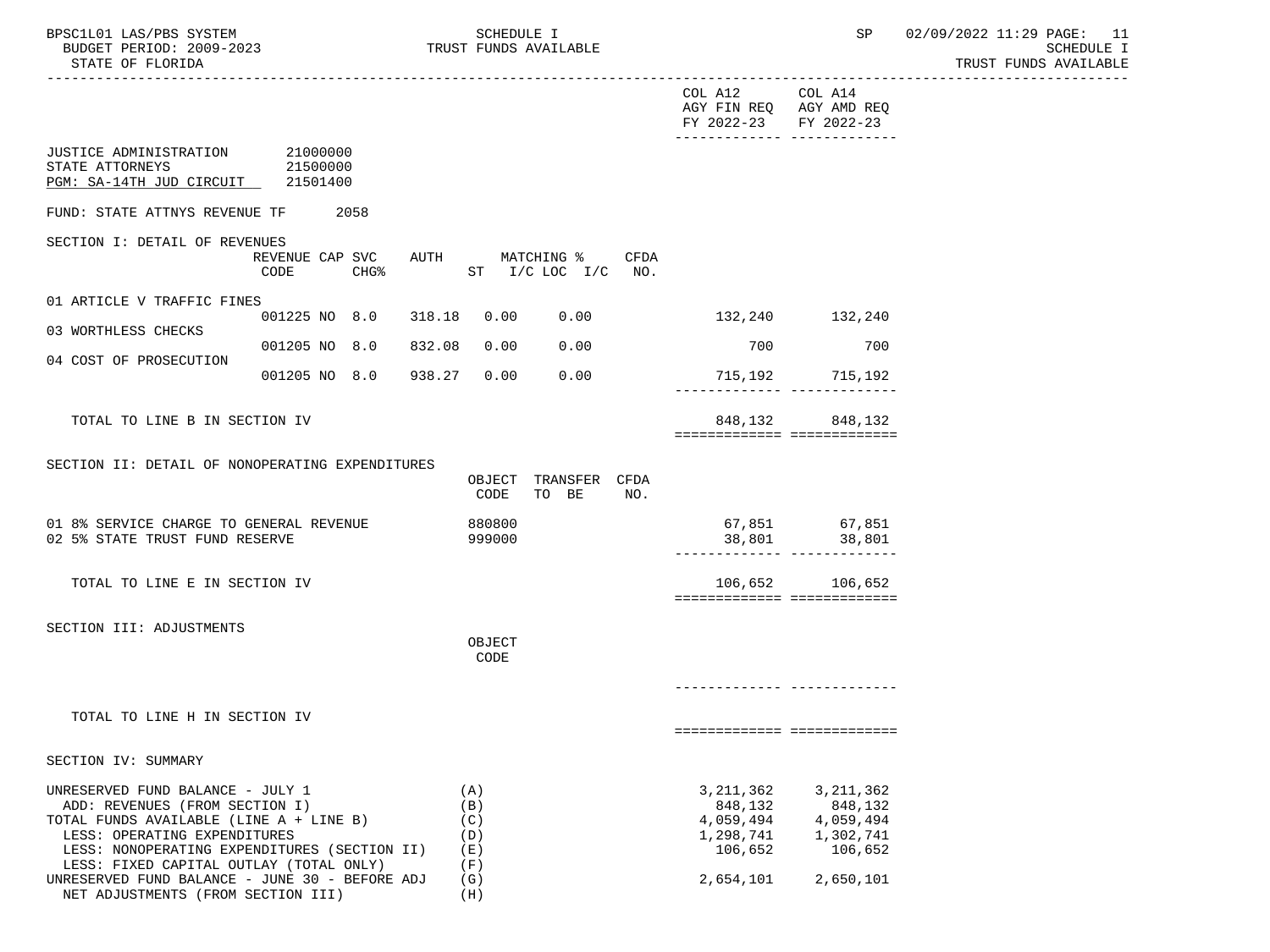| | COL A12 AGY FIN REQ FY 2022-23 | COL A14 AGY AMD REQ FY 2022-23 |
|---|---|---|

JUSTICE ADMINISTRATION 21000000
STATE ATTORNEYS 21500000
PGM: SA-14TH JUD CIRCUIT 21501400

FUND: STATE ATTNYS REVENUE TF 2058

## SECTION I: DETAIL OF REVENUES

| | REVENUE CODE | CAP SVC CHG% | AUTH | MATCHING % ST I/C | LOC I/C | CFDA NO. | COL A12 AGY FIN REQ FY 2022-23 | COL A14 AGY AMD REQ FY 2022-23 |
|---|---|---|---|---|---|---|---|---|
| 01 ARTICLE V TRAFFIC FINES | 001225 | NO 8.0 | 318.18 | 0.00 | 0.00 | | 132,240 | 132,240 |
| 03 WORTHLESS CHECKS | 001205 | NO 8.0 | 832.08 | 0.00 | 0.00 | | 700 | 700 |
| 04 COST OF PROSECUTION | 001205 | NO 8.0 | 938.27 | 0.00 | 0.00 | | 715,192 | 715,192 |
| TOTAL TO LINE B IN SECTION IV | | | | | | | 848,132 | 848,132 |

## SECTION II: DETAIL OF NONOPERATING EXPENDITURES

| | OBJECT CODE | TRANSFER TO BE | CFDA NO. | COL A12 | COL A14 |
|---|---|---|---|---|---|
| 01 8% SERVICE CHARGE TO GENERAL REVENUE | 880800 | | | 67,851 | 67,851 |
| 02 5% STATE TRUST FUND RESERVE | 999000 | | | 38,801 | 38,801 |
| TOTAL TO LINE E IN SECTION IV | | | | 106,652 | 106,652 |

## SECTION III: ADJUSTMENTS

| | OBJECT CODE | COL A12 | COL A14 |
|---|---|---|---|
| TOTAL TO LINE H IN SECTION IV | | | |

## SECTION IV: SUMMARY

| | | COL A12 | COL A14 |
|---|---|---|---|
| UNRESERVED FUND BALANCE - JULY 1 | (A) | 3,211,362 | 3,211,362 |
| ADD: REVENUES (FROM SECTION I) | (B) | 848,132 | 848,132 |
| TOTAL FUNDS AVAILABLE (LINE A + LINE B) | (C) | 4,059,494 | 4,059,494 |
| LESS: OPERATING EXPENDITURES | (D) | 1,298,741 | 1,302,741 |
| LESS: NONOPERATING EXPENDITURES (SECTION II) | (E) | 106,652 | 106,652 |
| LESS: FIXED CAPITAL OUTLAY (TOTAL ONLY) | (F) | | |
| UNRESERVED FUND BALANCE - JUNE 30 - BEFORE ADJ | (G) | 2,654,101 | 2,650,101 |
| NET ADJUSTMENTS (FROM SECTION III) | (H) | | |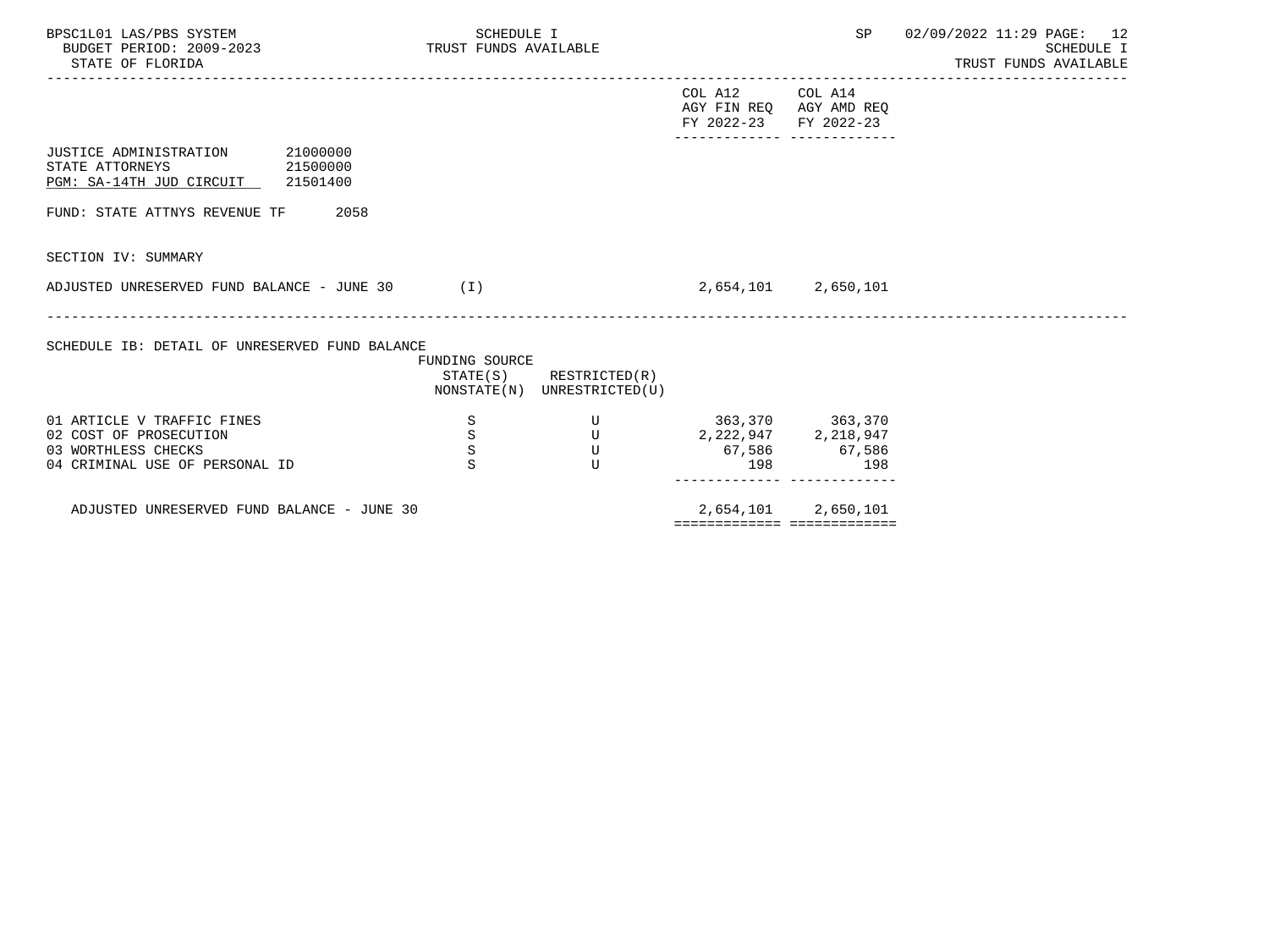SCHEDULE I
TRUST FUNDS AVAILABLE

BPSC1L01 LAS/PBS SYSTEM
BUDGET PERIOD: 2009-2023
STATE OF FLORIDA

SP 02/09/2022 11:29

| | COL A12 AGY FIN REQ FY 2022-23 | COL A14 AGY AMD REQ FY 2022-23 |
|---|---|---|

JUSTICE ADMINISTRATION 21000000
STATE ATTORNEYS 21500000
PGM: SA-14TH JUD CIRCUIT 21501400

FUND: STATE ATTNYS REVENUE TF 2058

SECTION IV: SUMMARY

| | | COL A12 AGY FIN REQ FY 2022-23 | COL A14 AGY AMD REQ FY 2022-23 |
|---|---|---|---|
| ADJUSTED UNRESERVED FUND BALANCE - JUNE 30 | (I) | 2,654,101 | 2,650,101 |

SCHEDULE IB: DETAIL OF UNRESERVED FUND BALANCE

| | FUNDING SOURCE STATE(S) NONSTATE(N) | RESTRICTED(R) UNRESTRICTED(U) | COL A12 AGY FIN REQ FY 2022-23 | COL A14 AGY AMD REQ FY 2022-23 |
|---|---|---|---|---|
| 01 ARTICLE V TRAFFIC FINES | S | U | 363,370 | 363,370 |
| 02 COST OF PROSECUTION | S | U | 2,222,947 | 2,218,947 |
| 03 WORTHLESS CHECKS | S | U | 67,586 | 67,586 |
| 04 CRIMINAL USE OF PERSONAL ID | S | U | 198 | 198 |
| ADJUSTED UNRESERVED FUND BALANCE - JUNE 30 | | | 2,654,101 | 2,650,101 |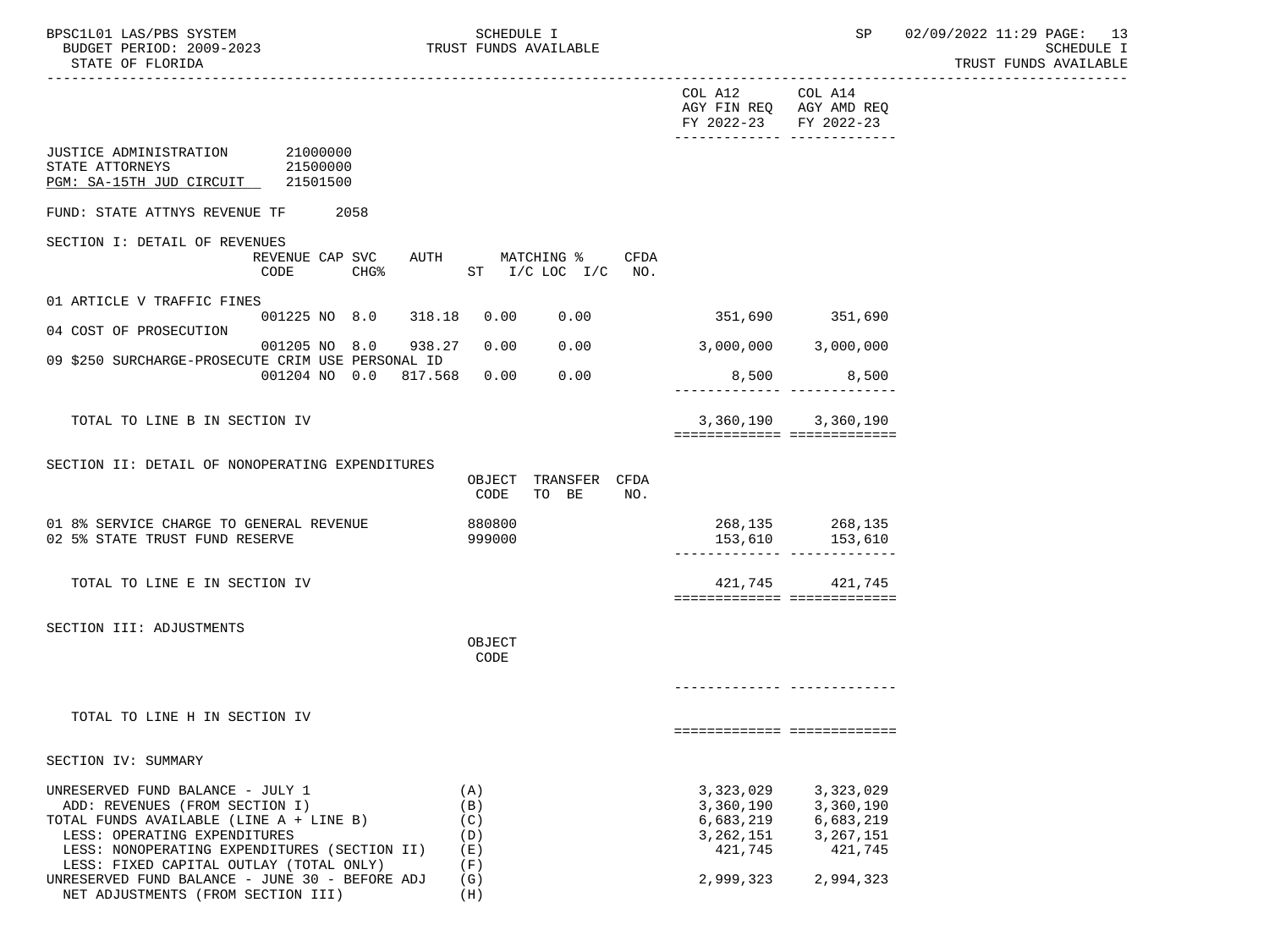# SCHEDULE I
# TRUST FUNDS AVAILABLE

BPSC1L01 LAS/PBS SYSTEM
BUDGET PERIOD: 2009-2023
STATE OF FLORIDA

SP 02/09/2022 11:29

| | COL A12 AGY FIN REQ FY 2022-23 | COL A14 AGY AMD REQ FY 2022-23 |
|---|---|---|

JUSTICE ADMINISTRATION 21000000
STATE ATTORNEYS 21500000
PGM: SA-15TH JUD CIRCUIT 21501500

FUND: STATE ATTNYS REVENUE TF 2058

## SECTION I: DETAIL OF REVENUES

| | REVENUE CODE | CAP | SVC CHG% | AUTH | MATCHING % ST I/C | LOC I/C | CFDA NO. | COL A12 | COL A14 |
|---|---|---|---|---|---|---|---|---|---|
| 01 ARTICLE V TRAFFIC FINES | 001225 | NO | 8.0 | 318.18 | 0.00 | 0.00 | | 351,690 | 351,690 |
| 04 COST OF PROSECUTION | 001205 | NO | 8.0 | 938.27 | 0.00 | 0.00 | | 3,000,000 | 3,000,000 |
| 09 $250 SURCHARGE-PROSECUTE CRIM USE PERSONAL ID | 001204 | NO | 0.0 | 817.568 | 0.00 | 0.00 | | 8,500 | 8,500 |
| TOTAL TO LINE B IN SECTION IV | | | | | | | | 3,360,190 | 3,360,190 |

## SECTION II: DETAIL OF NONOPERATING EXPENDITURES

| | OBJECT CODE | TRANSFER TO BE | CFDA NO. | COL A12 | COL A14 |
|---|---|---|---|---|---|
| 01 8% SERVICE CHARGE TO GENERAL REVENUE | 880800 | | | 268,135 | 268,135 |
| 02 5% STATE TRUST FUND RESERVE | 999000 | | | 153,610 | 153,610 |
| TOTAL TO LINE E IN SECTION IV | | | | 421,745 | 421,745 |

## SECTION III: ADJUSTMENTS

| | OBJECT CODE | COL A12 | COL A14 |
|---|---|---|---|
| TOTAL TO LINE H IN SECTION IV | | | |

## SECTION IV: SUMMARY

| | | COL A12 | COL A14 |
|---|---|---|---|
| UNRESERVED FUND BALANCE - JULY 1 | (A) | 3,323,029 | 3,323,029 |
| ADD: REVENUES (FROM SECTION I) | (B) | 3,360,190 | 3,360,190 |
| TOTAL FUNDS AVAILABLE (LINE A + LINE B) | (C) | 6,683,219 | 6,683,219 |
| LESS: OPERATING EXPENDITURES | (D) | 3,262,151 | 3,267,151 |
| LESS: NONOPERATING EXPENDITURES (SECTION II) | (E) | 421,745 | 421,745 |
| LESS: FIXED CAPITAL OUTLAY (TOTAL ONLY) | (F) | | |
| UNRESERVED FUND BALANCE - JUNE 30 - BEFORE ADJ | (G) | 2,999,323 | 2,994,323 |
| NET ADJUSTMENTS (FROM SECTION III) | (H) | | |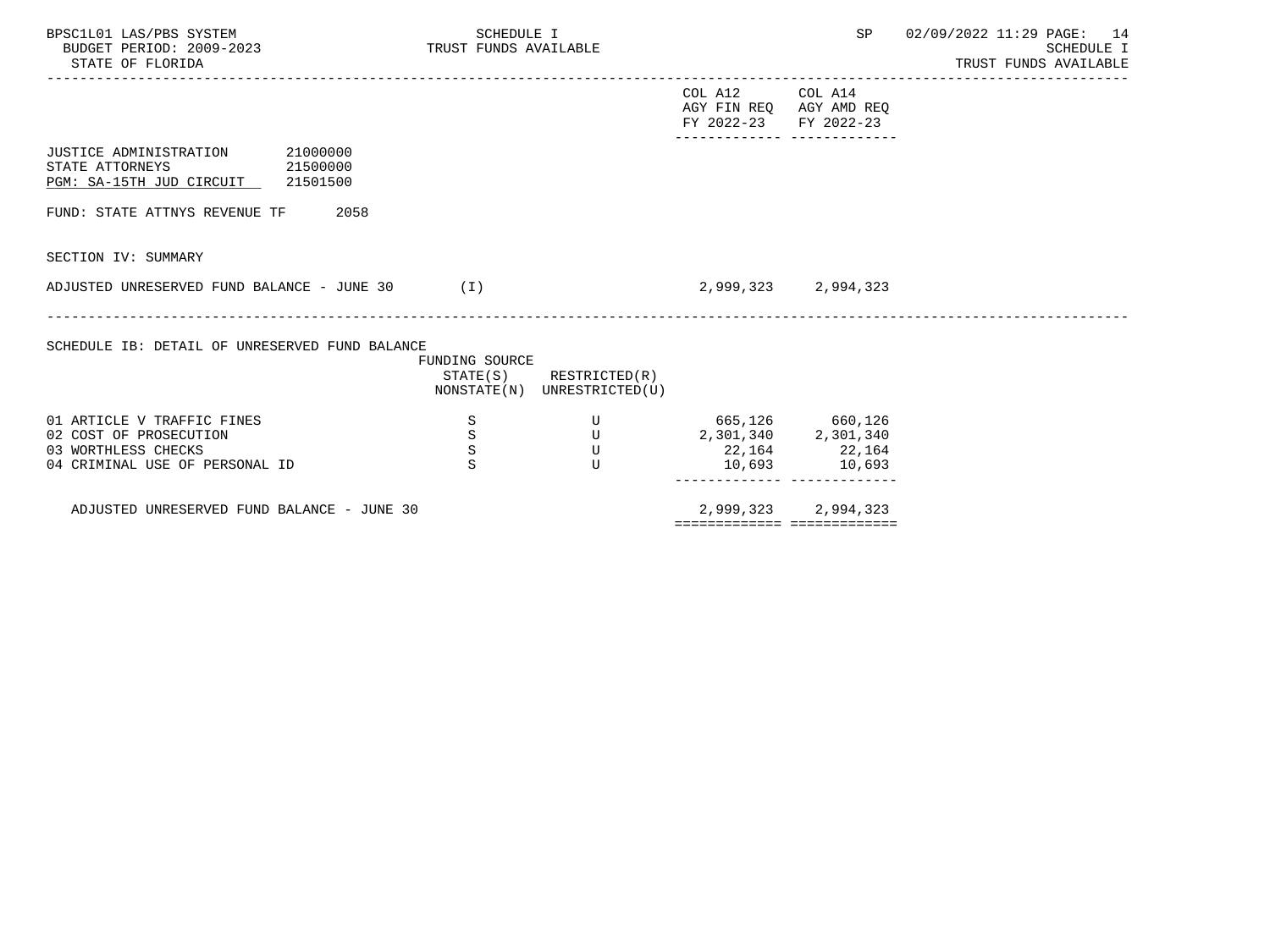JUSTICE ADMINISTRATION 21000000
STATE ATTORNEYS 21500000
PGM: SA-15TH JUD CIRCUIT 21501500

FUND: STATE ATTNYS REVENUE TF 2058

| | | | COL A12 AGY FIN REQ FY 2022-23 | COL A14 AGY AMD REQ FY 2022-23 |
|---|---|---|---|---|
| SECTION IV: SUMMARY | | | | |
| ADJUSTED UNRESERVED FUND BALANCE - JUNE 30 (I) | | | 2,999,323 | 2,994,323 |

SCHEDULE IB: DETAIL OF UNRESERVED FUND BALANCE

| | FUNDING SOURCE STATE(S) NONSTATE(N) | RESTRICTED(R) UNRESTRICTED(U) | COL A12 AGY FIN REQ FY 2022-23 | COL A14 AGY AMD REQ FY 2022-23 |
|---|---|---|---|---|
| 01 ARTICLE V TRAFFIC FINES | S | U | 665,126 | 660,126 |
| 02 COST OF PROSECUTION | S | U | 2,301,340 | 2,301,340 |
| 03 WORTHLESS CHECKS | S | U | 22,164 | 22,164 |
| 04 CRIMINAL USE OF PERSONAL ID | S | U | 10,693 | 10,693 |
| ADJUSTED UNRESERVED FUND BALANCE - JUNE 30 | | | 2,999,323 | 2,994,323 |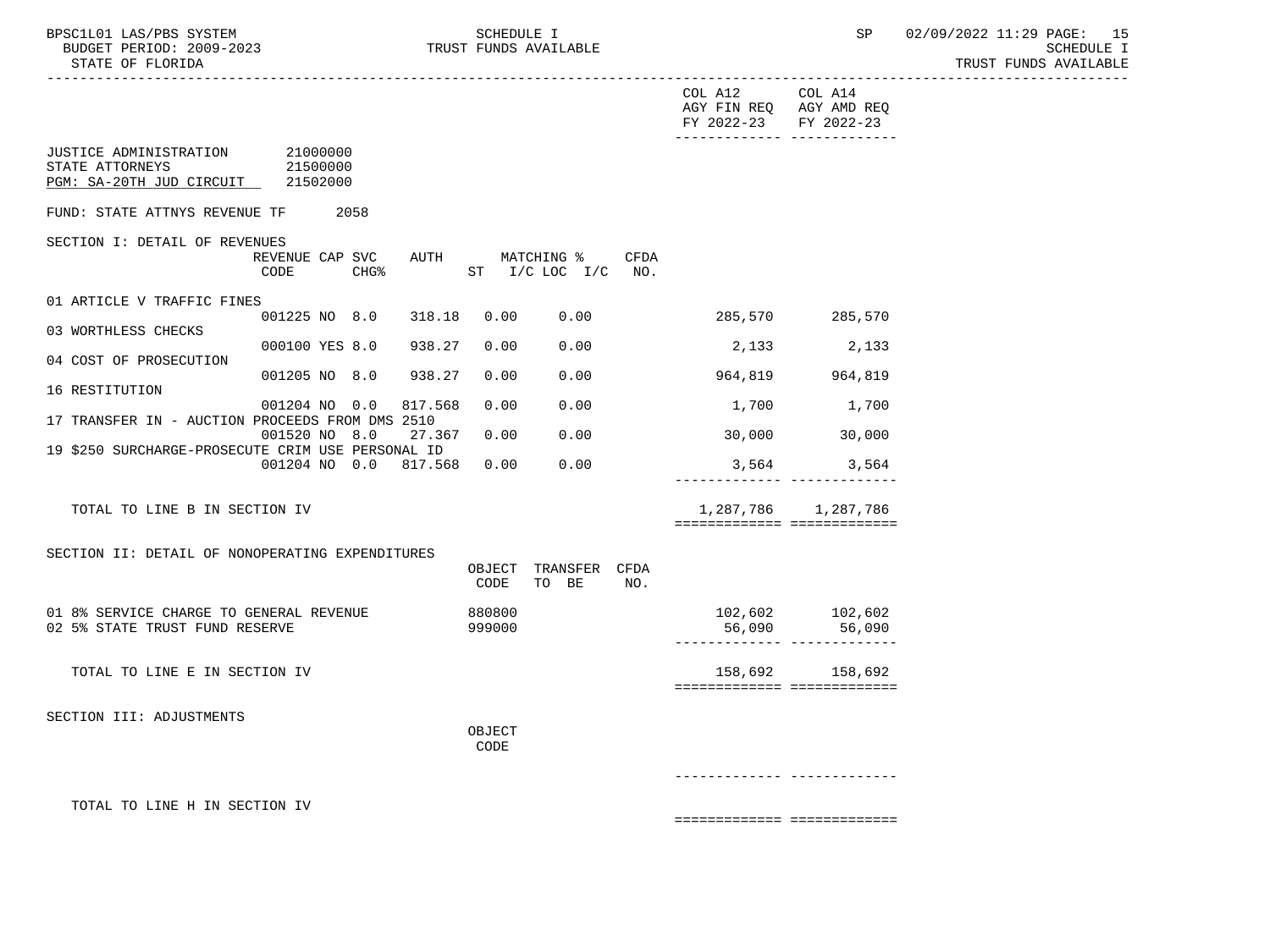SCHEDULE I
TRUST FUNDS AVAILABLE

BPSC1L01 LAS/PBS SYSTEM — BUDGET PERIOD: 2009-2023 — STATE OF FLORIDA — SP 02/09/2022 11:29

| | COL A12 AGY FIN REQ FY 2022-23 | COL A14 AGY AMD REQ FY 2022-23 |
|---|---|---|

JUSTICE ADMINISTRATION 21000000
STATE ATTORNEYS 21500000
PGM: SA-20TH JUD CIRCUIT 21502000

FUND: STATE ATTNYS REVENUE TF 2058

SECTION I: DETAIL OF REVENUES

| | REVENUE CODE | CAP SVC CHG% | | AUTH | MATCHING % ST I/C | LOC I/C | CFDA NO. | COL A12 | COL A14 |
|---|---|---|---|---|---|---|---|---|---|
| 01 ARTICLE V TRAFFIC FINES | 001225 | NO | 8.0 | 318.18 | 0.00 | 0.00 | | 285,570 | 285,570 |
| 03 WORTHLESS CHECKS | 000100 | YES | 8.0 | 938.27 | 0.00 | 0.00 | | 2,133 | 2,133 |
| 04 COST OF PROSECUTION | 001205 | NO | 8.0 | 938.27 | 0.00 | 0.00 | | 964,819 | 964,819 |
| 16 RESTITUTION | 001204 | NO | 0.0 | 817.568 | 0.00 | 0.00 | | 1,700 | 1,700 |
| 17 TRANSFER IN - AUCTION PROCEEDS FROM DMS 2510 | 001520 | NO | 8.0 | 27.367 | 0.00 | 0.00 | | 30,000 | 30,000 |
| 19 $250 SURCHARGE-PROSECUTE CRIM USE PERSONAL ID | 001204 | NO | 0.0 | 817.568 | 0.00 | 0.00 | | 3,564 | 3,564 |
| TOTAL TO LINE B IN SECTION IV | | | | | | | | 1,287,786 | 1,287,786 |

SECTION II: DETAIL OF NONOPERATING EXPENDITURES

| | OBJECT CODE | TRANSFER TO BE | CFDA NO. | COL A12 | COL A14 |
|---|---|---|---|---|---|
| 01 8% SERVICE CHARGE TO GENERAL REVENUE | 880800 | | | 102,602 | 102,602 |
| 02 5% STATE TRUST FUND RESERVE | 999000 | | | 56,090 | 56,090 |
| TOTAL TO LINE E IN SECTION IV | | | | 158,692 | 158,692 |

SECTION III: ADJUSTMENTS

| | OBJECT CODE | COL A12 | COL A14 |
|---|---|---|---|
| TOTAL TO LINE H IN SECTION IV | | | |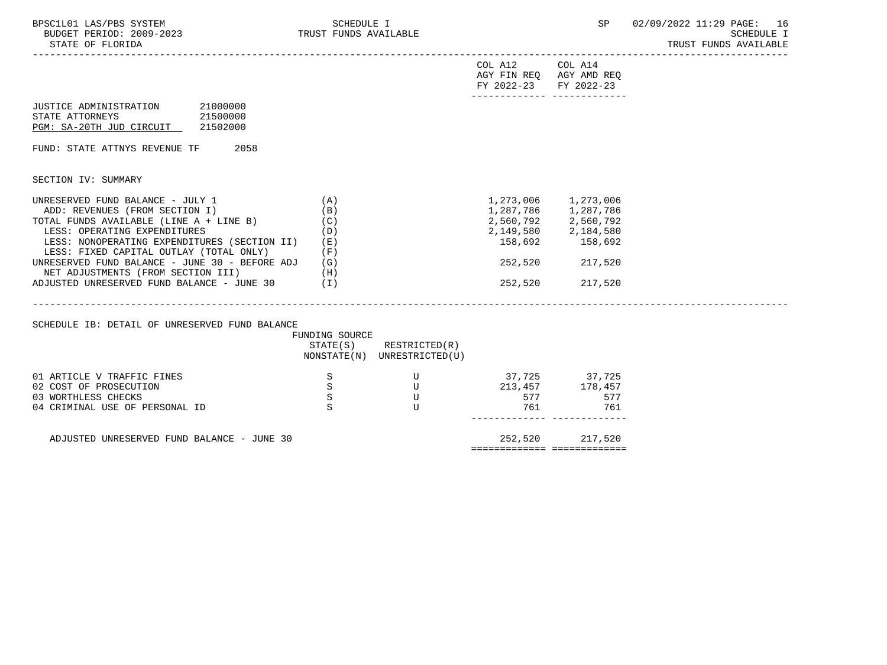| | | COL A12 AGY FIN REQ FY 2022-23 | COL A14 AGY AMD REQ FY 2022-23 |
|---|---|---|---|

JUSTICE ADMINISTRATION 21000000
STATE ATTORNEYS 21500000
PGM: SA-20TH JUD CIRCUIT 21502000

FUND: STATE ATTNYS REVENUE TF 2058

SECTION IV: SUMMARY

| | | COL A12 AGY FIN REQ FY 2022-23 | COL A14 AGY AMD REQ FY 2022-23 |
|---|---|---|---|
| UNRESERVED FUND BALANCE - JULY 1 | (A) | 1,273,006 | 1,273,006 |
| ADD: REVENUES (FROM SECTION I) | (B) | 1,287,786 | 1,287,786 |
| TOTAL FUNDS AVAILABLE (LINE A + LINE B) | (C) | 2,560,792 | 2,560,792 |
| LESS: OPERATING EXPENDITURES | (D) | 2,149,580 | 2,184,580 |
| LESS: NONOPERATING EXPENDITURES (SECTION II) | (E) | 158,692 | 158,692 |
| LESS: FIXED CAPITAL OUTLAY (TOTAL ONLY) | (F) | | |
| UNRESERVED FUND BALANCE - JUNE 30 - BEFORE ADJ | (G) | 252,520 | 217,520 |
| NET ADJUSTMENTS (FROM SECTION III) | (H) | | |
| ADJUSTED UNRESERVED FUND BALANCE - JUNE 30 | (I) | 252,520 | 217,520 |

SCHEDULE IB: DETAIL OF UNRESERVED FUND BALANCE

| | FUNDING SOURCE STATE(S) NONSTATE(N) | RESTRICTED(R) UNRESTRICTED(U) | COL A12 AGY FIN REQ FY 2022-23 | COL A14 AGY AMD REQ FY 2022-23 |
|---|---|---|---|---|
| 01 ARTICLE V TRAFFIC FINES | S | U | 37,725 | 37,725 |
| 02 COST OF PROSECUTION | S | U | 213,457 | 178,457 |
| 03 WORTHLESS CHECKS | S | U | 577 | 577 |
| 04 CRIMINAL USE OF PERSONAL ID | S | U | 761 | 761 |
| ADJUSTED UNRESERVED FUND BALANCE - JUNE 30 | | | 252,520 | 217,520 |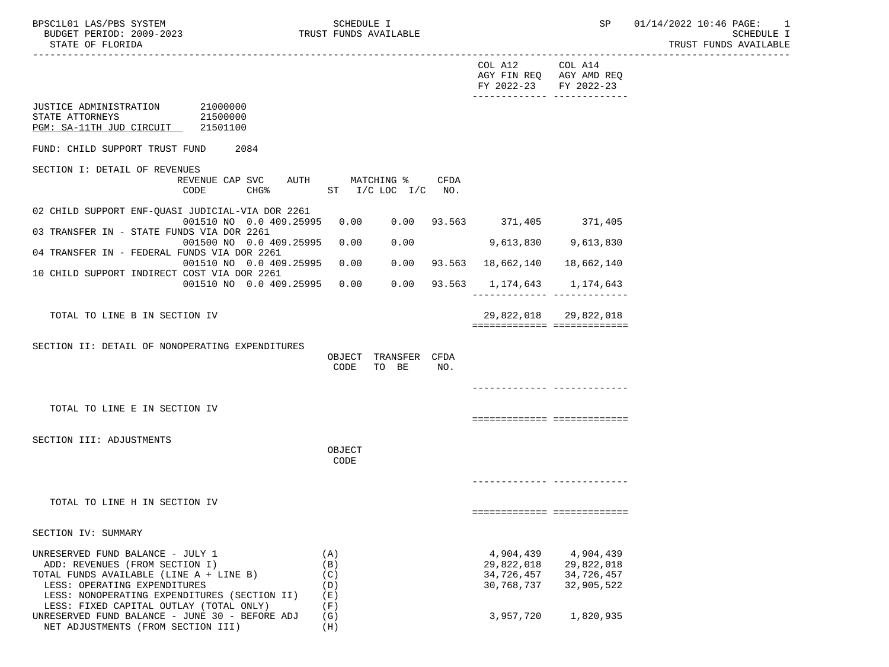SCHEDULE I
TRUST FUNDS AVAILABLE

BPSC1L01 LAS/PBS SYSTEM
BUDGET PERIOD: 2009-2023
STATE OF FLORIDA

| | COL A12 AGY FIN REQ FY 2022-23 | COL A14 AGY AMD REQ FY 2022-23 |
|---|---|---|

JUSTICE ADMINISTRATION 21000000
STATE ATTORNEYS 21500000
PGM: SA-11TH JUD CIRCUIT 21501100

FUND: CHILD SUPPORT TRUST FUND 2084

SECTION I: DETAIL OF REVENUES

| | REVENUE CODE | CAP SVC CHG% | AUTH | MATCHING % ST | I/C LOC I/C | CFDA NO. | COL A12 AGY FIN REQ FY 2022-23 | COL A14 AGY AMD REQ FY 2022-23 |
|---|---|---|---|---|---|---|---|---|
| 02 CHILD SUPPORT ENF-QUASI JUDICIAL-VIA DOR 2261 | 001510 | NO 0.0 | 409.25995 | 0.00 | 0.00 | 93.563 | 371,405 | 371,405 |
| 03 TRANSFER IN - STATE FUNDS VIA DOR 2261 | 001500 | NO 0.0 | 409.25995 | 0.00 | 0.00 | | 9,613,830 | 9,613,830 |
| 04 TRANSFER IN - FEDERAL FUNDS VIA DOR 2261 | 001510 | NO 0.0 | 409.25995 | 0.00 | 0.00 | 93.563 | 18,662,140 | 18,662,140 |
| 10 CHILD SUPPORT INDIRECT COST VIA DOR 2261 | 001510 | NO 0.0 | 409.25995 | 0.00 | 0.00 | 93.563 | 1,174,643 | 1,174,643 |
| TOTAL TO LINE B IN SECTION IV | | | | | | | 29,822,018 | 29,822,018 |

SECTION II: DETAIL OF NONOPERATING EXPENDITURES

| | OBJECT CODE | TRANSFER TO BE | CFDA NO. | COL A12 | COL A14 |
|---|---|---|---|---|---|
| TOTAL TO LINE E IN SECTION IV | | | | | |

SECTION III: ADJUSTMENTS

| | OBJECT CODE | COL A12 | COL A14 |
|---|---|---|---|
| TOTAL TO LINE H IN SECTION IV | | | |

SECTION IV: SUMMARY

| | | COL A12 | COL A14 |
|---|---|---|---|
| UNRESERVED FUND BALANCE - JULY 1 | (A) | 4,904,439 | 4,904,439 |
| ADD: REVENUES (FROM SECTION I) | (B) | 29,822,018 | 29,822,018 |
| TOTAL FUNDS AVAILABLE (LINE A + LINE B) | (C) | 34,726,457 | 34,726,457 |
| LESS: OPERATING EXPENDITURES | (D) | 30,768,737 | 32,905,522 |
| LESS: NONOPERATING EXPENDITURES (SECTION II) | (E) | | |
| LESS: FIXED CAPITAL OUTLAY (TOTAL ONLY) | (F) | | |
| UNRESERVED FUND BALANCE - JUNE 30 - BEFORE ADJ | (G) | 3,957,720 | 1,820,935 |
| NET ADJUSTMENTS (FROM SECTION III) | (H) | | |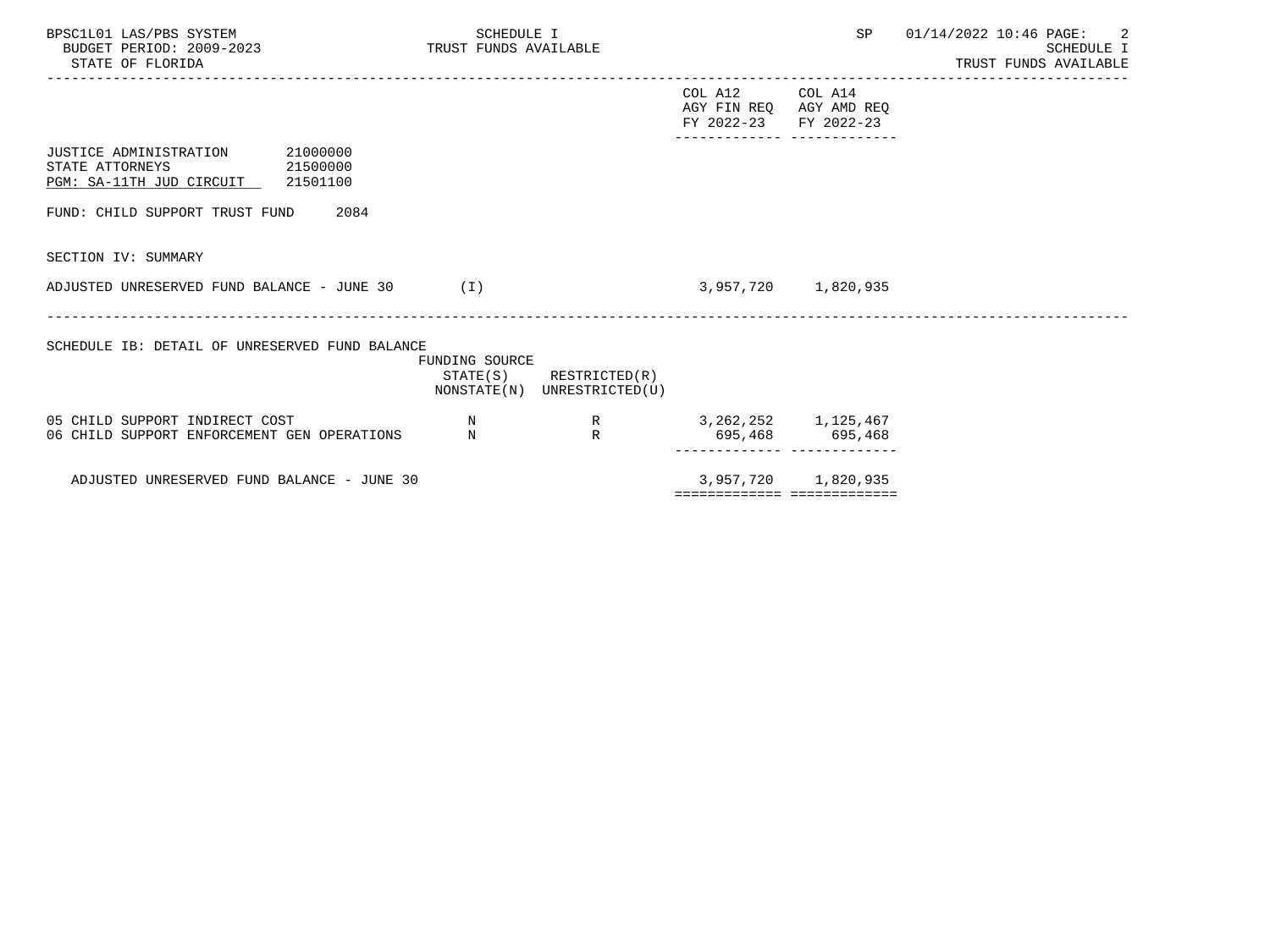BPSC1L01 LAS/PBS SYSTEM
BUDGET PERIOD: 2009-2023
STATE OF FLORIDA

SCHEDULE I
TRUST FUNDS AVAILABLE

SP 01/14/2022 10:46

SCHEDULE I
TRUST FUNDS AVAILABLE

| | | | COL A12 AGY FIN REQ FY 2022-23 | COL A14 AGY AMD REQ FY 2022-23 |
|---|---|---|---|---|
| JUSTICE ADMINISTRATION 21000000 | | | | |
| STATE ATTORNEYS 21500000 | | | | |
| PGM: SA-11TH JUD CIRCUIT 21501100 | | | | |
| FUND: CHILD SUPPORT TRUST FUND 2084 | | | | |
| SECTION IV: SUMMARY | | | | |
| ADJUSTED UNRESERVED FUND BALANCE - JUNE 30 (I) | | | 3,957,720 | 1,820,935 |

SCHEDULE IB: DETAIL OF UNRESERVED FUND BALANCE

| | FUNDING SOURCE STATE(S) NONSTATE(N) | RESTRICTED(R) UNRESTRICTED(U) | COL A12 AGY FIN REQ FY 2022-23 | COL A14 AGY AMD REQ FY 2022-23 |
|---|---|---|---|---|
| 05 CHILD SUPPORT INDIRECT COST | N | R | 3,262,252 | 1,125,467 |
| 06 CHILD SUPPORT ENFORCEMENT GEN OPERATIONS | N | R | 695,468 | 695,468 |
| ADJUSTED UNRESERVED FUND BALANCE - JUNE 30 | | | 3,957,720 | 1,820,935 |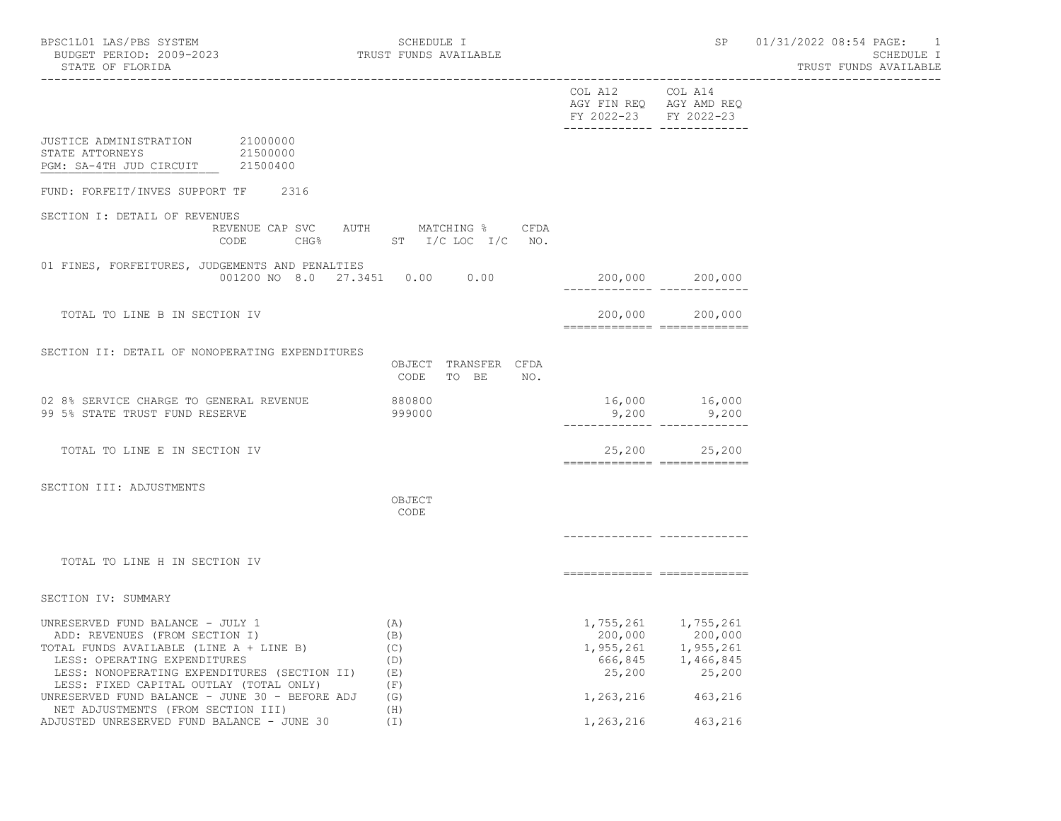BPSC1L01 LAS/PBS SYSTEM
BUDGET PERIOD: 2009-2023
STATE OF FLORIDA

SCHEDULE I
TRUST FUNDS AVAILABLE

SP 01/31/2022 08:54

| | COL A12 AGY FIN REQ FY 2022-23 | COL A14 AGY AMD REQ FY 2022-23 |
|---|---|---|

JUSTICE ADMINISTRATION 21000000
STATE ATTORNEYS 21500000
PGM: SA-4TH JUD CIRCUIT 21500400

FUND: FORFEIT/INVES SUPPORT TF 2316

## SECTION I: DETAIL OF REVENUES

| | REVENUE CODE | CAP SVC CHG% | AUTH ST | MATCHING % I/C | LOC I/C | CFDA NO. | COL A12 AGY FIN REQ FY 2022-23 | COL A14 AGY AMD REQ FY 2022-23 |
|---|---|---|---|---|---|---|---|---|
| 01 FINES, FORFEITURES, JUDGEMENTS AND PENALTIES | 001200 | NO 8.0 | 27.3451 | 0.00 | 0.00 | | 200,000 | 200,000 |
| TOTAL TO LINE B IN SECTION IV | | | | | | | 200,000 | 200,000 |

## SECTION II: DETAIL OF NONOPERATING EXPENDITURES

| | OBJECT CODE | TRANSFER TO BE | CFDA NO. | COL A12 AGY FIN REQ FY 2022-23 | COL A14 AGY AMD REQ FY 2022-23 |
|---|---|---|---|---|---|
| 02 8% SERVICE CHARGE TO GENERAL REVENUE | 880800 | | | 16,000 | 16,000 |
| 99 5% STATE TRUST FUND RESERVE | 999000 | | | 9,200 | 9,200 |
| TOTAL TO LINE E IN SECTION IV | | | | 25,200 | 25,200 |

## SECTION III: ADJUSTMENTS

| | OBJECT CODE | COL A12 AGY FIN REQ FY 2022-23 | COL A14 AGY AMD REQ FY 2022-23 |
|---|---|---|---|
| TOTAL TO LINE H IN SECTION IV | | | |

## SECTION IV: SUMMARY

| | | COL A12 AGY FIN REQ FY 2022-23 | COL A14 AGY AMD REQ FY 2022-23 |
|---|---|---|---|
| UNRESERVED FUND BALANCE - JULY 1 | (A) | 1,755,261 | 1,755,261 |
| ADD: REVENUES (FROM SECTION I) | (B) | 200,000 | 200,000 |
| TOTAL FUNDS AVAILABLE (LINE A + LINE B) | (C) | 1,955,261 | 1,955,261 |
| LESS: OPERATING EXPENDITURES | (D) | 666,845 | 1,466,845 |
| LESS: NONOPERATING EXPENDITURES (SECTION II) | (E) | 25,200 | 25,200 |
| LESS: FIXED CAPITAL OUTLAY (TOTAL ONLY) | (F) | | |
| UNRESERVED FUND BALANCE - JUNE 30 - BEFORE ADJ | (G) | 1,263,216 | 463,216 |
| NET ADJUSTMENTS (FROM SECTION III) | (H) | | |
| ADJUSTED UNRESERVED FUND BALANCE - JUNE 30 | (I) | 1,263,216 | 463,216 |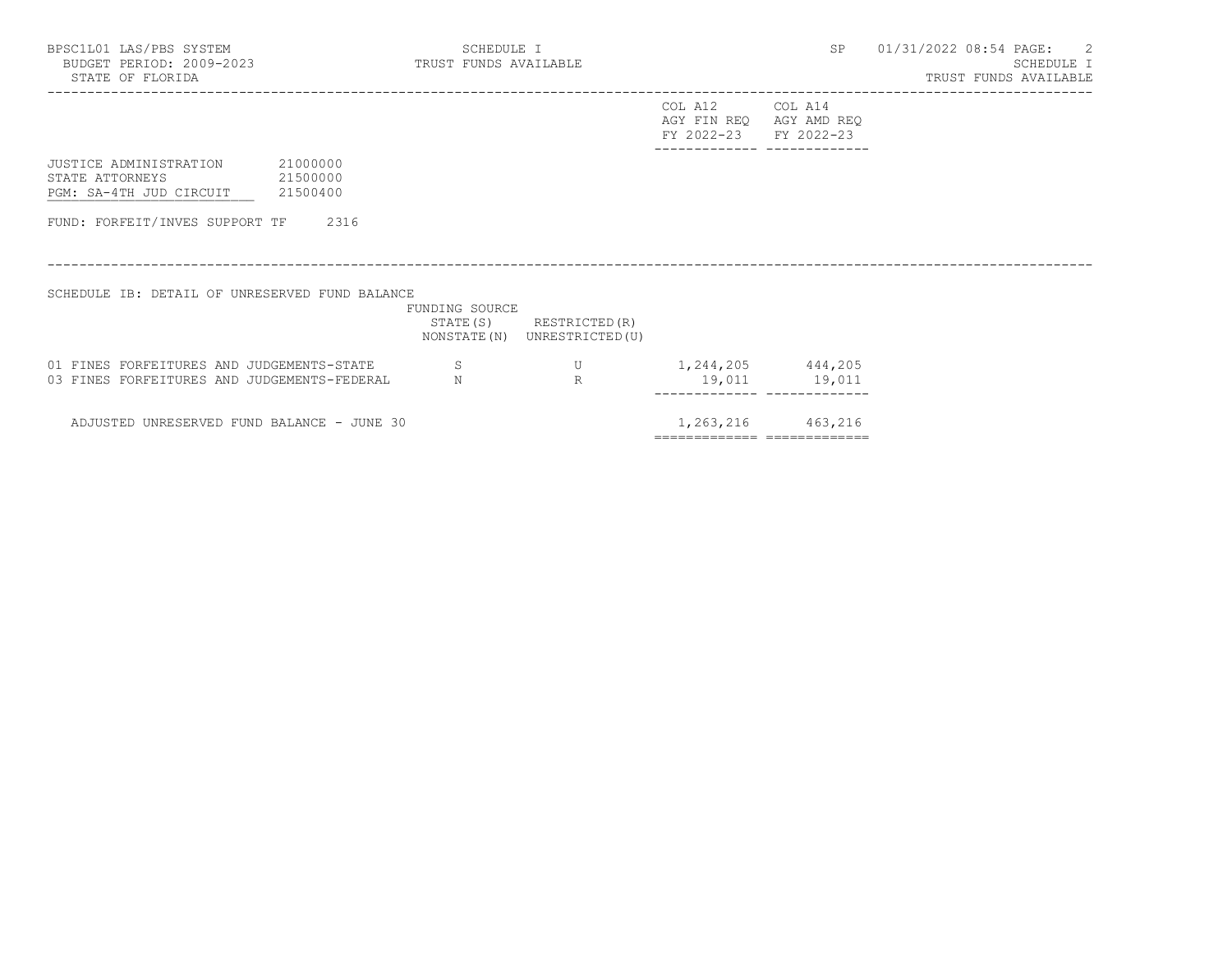BPSC1L01 LAS/PBS SYSTEM
BUDGET PERIOD: 2009-2023
STATE OF FLORIDA

SCHEDULE I
TRUST FUNDS AVAILABLE

SP 01/31/2022 08:54

SCHEDULE I
TRUST FUNDS AVAILABLE

| | | COL A12 AGY FIN REQ FY 2022-23 | COL A14 AGY AMD REQ FY 2022-23 |
|---|---|---|---|
| JUSTICE ADMINISTRATION | 21000000 | | |
| STATE ATTORNEYS | 21500000 | | |
| PGM: SA-4TH JUD CIRCUIT | 21500400 | | |

FUND: FORFEIT/INVES SUPPORT TF 2316

SCHEDULE IB: DETAIL OF UNRESERVED FUND BALANCE

| | FUNDING SOURCE STATE(S) NONSTATE(N) | RESTRICTED(R) UNRESTRICTED(U) | COL A12 AGY FIN REQ FY 2022-23 | COL A14 AGY AMD REQ FY 2022-23 |
|---|---|---|---|---|
| 01 FINES FORFEITURES AND JUDGEMENTS-STATE | S | U | 1,244,205 | 444,205 |
| 03 FINES FORFEITURES AND JUDGEMENTS-FEDERAL | N | R | 19,011 | 19,011 |
| ADJUSTED UNRESERVED FUND BALANCE - JUNE 30 | | | 1,263,216 | 463,216 |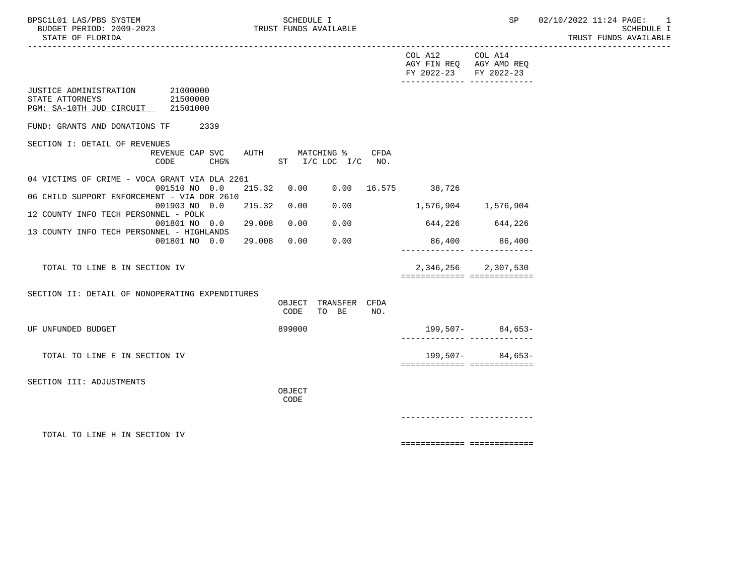BPSC1L01 LAS/PBS SYSTEM — SCHEDULE I — TRUST FUNDS AVAILABLE

BUDGET PERIOD: 2009-2023

STATE OF FLORIDA

| | COL A12 AGY FIN REQ FY 2022-23 | COL A14 AGY AMD REQ FY 2022-23 |
|---|---|---|

JUSTICE ADMINISTRATION 21000000
STATE ATTORNEYS 21500000
PGM: SA-10TH JUD CIRCUIT 21501000

FUND: GRANTS AND DONATIONS TF 2339

## SECTION I: DETAIL OF REVENUES

| | REVENUE CODE | CAP SVC CHG% | AUTH ST | MATCHING % I/C | LOC I/C | CFDA NO. | COL A12 | COL A14 |
|---|---|---|---|---|---|---|---|---|
| 04 VICTIMS OF CRIME - VOCA GRANT VIA DLA 2261 | 001510 | NO 0.0 | 215.32 | 0.00 | 0.00 | 16.575 | 38,726 | |
| 06 CHILD SUPPORT ENFORCEMENT - VIA DOR 2610 | 001903 | NO 0.0 | 215.32 | 0.00 | 0.00 | | 1,576,904 | 1,576,904 |
| 12 COUNTY INFO TECH PERSONNEL - POLK | 001801 | NO 0.0 | 29.008 | 0.00 | 0.00 | | 644,226 | 644,226 |
| 13 COUNTY INFO TECH PERSONNEL - HIGHLANDS | 001801 | NO 0.0 | 29.008 | 0.00 | 0.00 | | 86,400 | 86,400 |
| TOTAL TO LINE B IN SECTION IV | | | | | | | 2,346,256 | 2,307,530 |

## SECTION II: DETAIL OF NONOPERATING EXPENDITURES

| | OBJECT CODE | TRANSFER TO BE | CFDA NO. | COL A12 | COL A14 |
|---|---|---|---|---|---|
| UF UNFUNDED BUDGET | 899000 | | | 199,507- | 84,653- |
| TOTAL TO LINE E IN SECTION IV | | | | 199,507- | 84,653- |

## SECTION III: ADJUSTMENTS

| | OBJECT CODE | COL A12 | COL A14 |
|---|---|---|---|
| TOTAL TO LINE H IN SECTION IV | | | |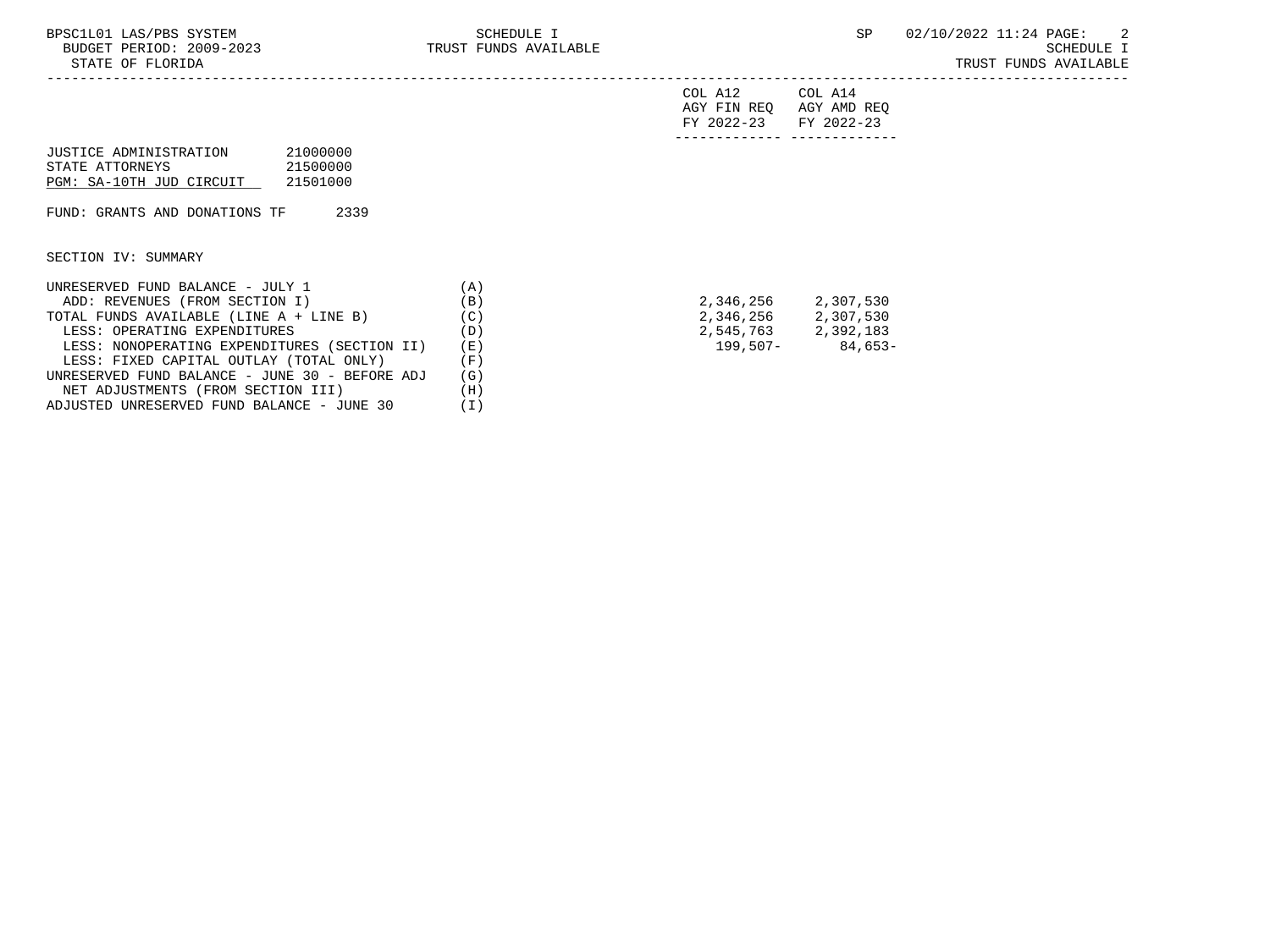| | | COL A12 AGY FIN REQ FY 2022-23 | COL A14 AGY AMD REQ FY 2022-23 |
|---|---|---|---|
| JUSTICE ADMINISTRATION 21000000 | | | |
| STATE ATTORNEYS 21500000 | | | |
| PGM: SA-10TH JUD CIRCUIT 21501000 | | | |
| FUND: GRANTS AND DONATIONS TF 2339 | | | |
| SECTION IV: SUMMARY | | | |
| UNRESERVED FUND BALANCE - JULY 1 | (A) | | |
| ADD: REVENUES (FROM SECTION I) | (B) | 2,346,256 | 2,307,530 |
| TOTAL FUNDS AVAILABLE (LINE A + LINE B) | (C) | 2,346,256 | 2,307,530 |
| LESS: OPERATING EXPENDITURES | (D) | 2,545,763 | 2,392,183 |
| LESS: NONOPERATING EXPENDITURES (SECTION II) | (E) | 199,507- | 84,653- |
| LESS: FIXED CAPITAL OUTLAY (TOTAL ONLY) | (F) | | |
| UNRESERVED FUND BALANCE - JUNE 30 - BEFORE ADJ | (G) | | |
| NET ADJUSTMENTS (FROM SECTION III) | (H) | | |
| ADJUSTED UNRESERVED FUND BALANCE - JUNE 30 | (I) | | |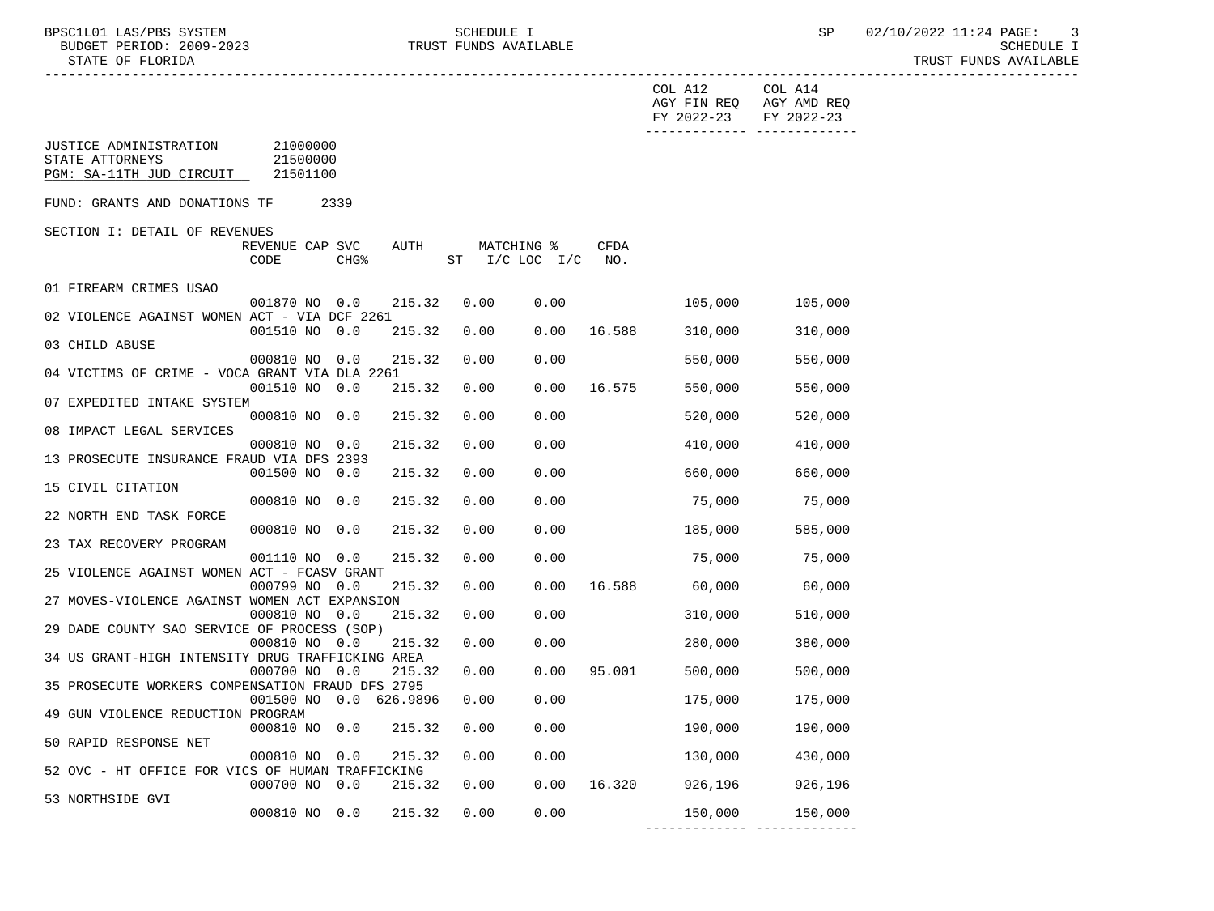COL A12 AGY FIN REQ FY 2022-23 | COL A14 AGY AMD REQ FY 2022-23

JUSTICE ADMINISTRATION 21000000
STATE ATTORNEYS 21500000
PGM: SA-11TH JUD CIRCUIT 21501100

FUND: GRANTS AND DONATIONS TF 2339

SECTION I: DETAIL OF REVENUES

| Description | REVENUE CODE | CAP | SVC CHG% | AUTH ST | MATCHING % I/C | LOC I/C | CFDA NO. | COL A12 AGY FIN REQ FY 2022-23 | COL A14 AGY AMD REQ FY 2022-23 |
|---|---|---|---|---|---|---|---|---|---|
| 01 FIREARM CRIMES USAO | 001870 | NO | 0.0 | 215.32 | 0.00 | 0.00 | | 105,000 | 105,000 |
| 02 VIOLENCE AGAINST WOMEN ACT - VIA DCF 2261 | 001510 | NO | 0.0 | 215.32 | 0.00 | 0.00 | 16.588 | 310,000 | 310,000 |
| 03 CHILD ABUSE | 000810 | NO | 0.0 | 215.32 | 0.00 | 0.00 | | 550,000 | 550,000 |
| 04 VICTIMS OF CRIME - VOCA GRANT VIA DLA 2261 | 001510 | NO | 0.0 | 215.32 | 0.00 | 0.00 | 16.575 | 550,000 | 550,000 |
| 07 EXPEDITED INTAKE SYSTEM | 000810 | NO | 0.0 | 215.32 | 0.00 | 0.00 | | 520,000 | 520,000 |
| 08 IMPACT LEGAL SERVICES | 000810 | NO | 0.0 | 215.32 | 0.00 | 0.00 | | 410,000 | 410,000 |
| 13 PROSECUTE INSURANCE FRAUD VIA DFS 2393 | 001500 | NO | 0.0 | 215.32 | 0.00 | 0.00 | | 660,000 | 660,000 |
| 15 CIVIL CITATION | 000810 | NO | 0.0 | 215.32 | 0.00 | 0.00 | | 75,000 | 75,000 |
| 22 NORTH END TASK FORCE | 000810 | NO | 0.0 | 215.32 | 0.00 | 0.00 | | 185,000 | 585,000 |
| 23 TAX RECOVERY PROGRAM | 001110 | NO | 0.0 | 215.32 | 0.00 | 0.00 | | 75,000 | 75,000 |
| 25 VIOLENCE AGAINST WOMEN ACT - FCASV GRANT | 000799 | NO | 0.0 | 215.32 | 0.00 | 0.00 | 16.588 | 60,000 | 60,000 |
| 27 MOVES-VIOLENCE AGAINST WOMEN ACT EXPANSION | 000810 | NO | 0.0 | 215.32 | 0.00 | 0.00 | | 310,000 | 510,000 |
| 29 DADE COUNTY SAO SERVICE OF PROCESS (SOP) | 000810 | NO | 0.0 | 215.32 | 0.00 | 0.00 | | 280,000 | 380,000 |
| 34 US GRANT-HIGH INTENSITY DRUG TRAFFICKING AREA | 000700 | NO | 0.0 | 215.32 | 0.00 | 0.00 | 95.001 | 500,000 | 500,000 |
| 35 PROSECUTE WORKERS COMPENSATION FRAUD DFS 2795 | 001500 | NO | 0.0 | 626.9896 | 0.00 | 0.00 | | 175,000 | 175,000 |
| 49 GUN VIOLENCE REDUCTION PROGRAM | 000810 | NO | 0.0 | 215.32 | 0.00 | 0.00 | | 190,000 | 190,000 |
| 50 RAPID RESPONSE NET | 000810 | NO | 0.0 | 215.32 | 0.00 | 0.00 | | 130,000 | 430,000 |
| 52 OVC - HT OFFICE FOR VICS OF HUMAN TRAFFICKING | 000700 | NO | 0.0 | 215.32 | 0.00 | 0.00 | 16.320 | 926,196 | 926,196 |
| 53 NORTHSIDE GVI | 000810 | NO | 0.0 | 215.32 | 0.00 | 0.00 | | 150,000 | 150,000 |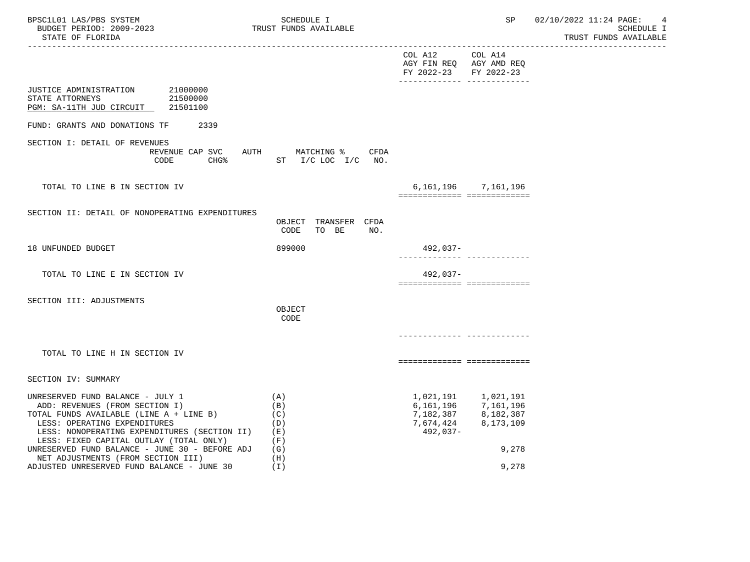BPSC1L01 LAS/PBS SYSTEM — SCHEDULE I — TRUST FUNDS AVAILABLE
BUDGET PERIOD: 2009-2023
STATE OF FLORIDA

| | COL A12 AGY FIN REQ FY 2022-23 | COL A14 AGY AMD REQ FY 2022-23 |
|---|---|---|

JUSTICE ADMINISTRATION 21000000
STATE ATTORNEYS 21500000
PGM: SA-11TH JUD CIRCUIT 21501100

FUND: GRANTS AND DONATIONS TF 2339

## SECTION I: DETAIL OF REVENUES

| REVENUE CODE | CAP SVC CHG% | AUTH ST | MATCHING % I/C LOC I/C | CFDA NO. | COL A12 AGY FIN REQ FY 2022-23 | COL A14 AGY AMD REQ FY 2022-23 |
|---|---|---|---|---|---|---|
| TOTAL TO LINE B IN SECTION IV | | | | | 6,161,196 | 7,161,196 |

## SECTION II: DETAIL OF NONOPERATING EXPENDITURES

| | OBJECT CODE | TRANSFER TO BE | CFDA NO. | COL A12 AGY FIN REQ FY 2022-23 | COL A14 AGY AMD REQ FY 2022-23 |
|---|---|---|---|---|---|
| 18 UNFUNDED BUDGET | 899000 | | | 492,037- | |
| TOTAL TO LINE E IN SECTION IV | | | | 492,037- | |

## SECTION III: ADJUSTMENTS

| | OBJECT CODE | COL A12 AGY FIN REQ FY 2022-23 | COL A14 AGY AMD REQ FY 2022-23 |
|---|---|---|---|
| TOTAL TO LINE H IN SECTION IV | | | |

## SECTION IV: SUMMARY

| | | COL A12 AGY FIN REQ FY 2022-23 | COL A14 AGY AMD REQ FY 2022-23 |
|---|---|---|---|
| UNRESERVED FUND BALANCE - JULY 1 | (A) | 1,021,191 | 1,021,191 |
| ADD: REVENUES (FROM SECTION I) | (B) | 6,161,196 | 7,161,196 |
| TOTAL FUNDS AVAILABLE (LINE A + LINE B) | (C) | 7,182,387 | 8,182,387 |
| LESS: OPERATING EXPENDITURES | (D) | 7,674,424 | 8,173,109 |
| LESS: NONOPERATING EXPENDITURES (SECTION II) | (E) | 492,037- | |
| LESS: FIXED CAPITAL OUTLAY (TOTAL ONLY) | (F) | | |
| UNRESERVED FUND BALANCE - JUNE 30 - BEFORE ADJ | (G) | | 9,278 |
| NET ADJUSTMENTS (FROM SECTION III) | (H) | | |
| ADJUSTED UNRESERVED FUND BALANCE - JUNE 30 | (I) | | 9,278 |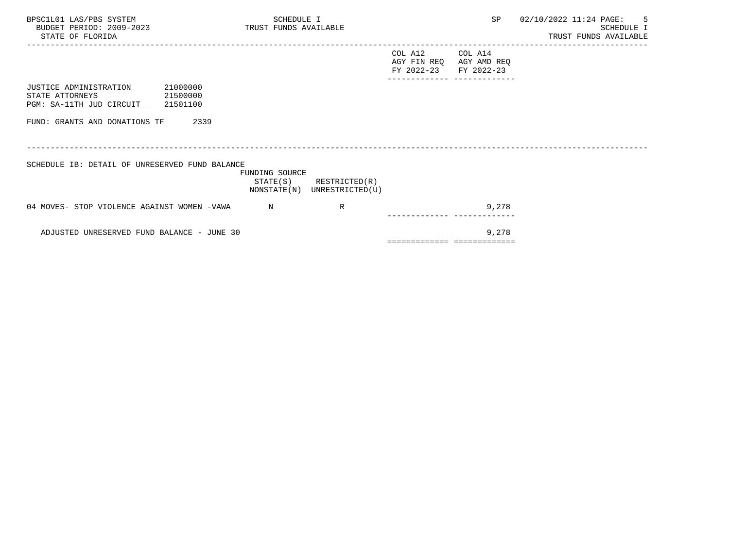SCHEDULE I
TRUST FUNDS AVAILABLE

STATE OF FLORIDA

| | COL A12 AGY FIN REQ FY 2022-23 | COL A14 AGY AMD REQ FY 2022-23 |
|---|---|---|

JUSTICE ADMINISTRATION 21000000
STATE ATTORNEYS 21500000
PGM: SA-11TH JUD CIRCUIT 21501100

FUND: GRANTS AND DONATIONS TF 2339

SCHEDULE IB: DETAIL OF UNRESERVED FUND BALANCE

| | FUNDING SOURCE STATE(S) NONSTATE(N) | RESTRICTED(R) UNRESTRICTED(U) | COL A12 AGY FIN REQ FY 2022-23 | COL A14 AGY AMD REQ FY 2022-23 |
|---|---|---|---|---|
| 04 MOVES- STOP VIOLENCE AGAINST WOMEN -VAWA | N | R | | 9,278 |
| ADJUSTED UNRESERVED FUND BALANCE - JUNE 30 | | | | 9,278 |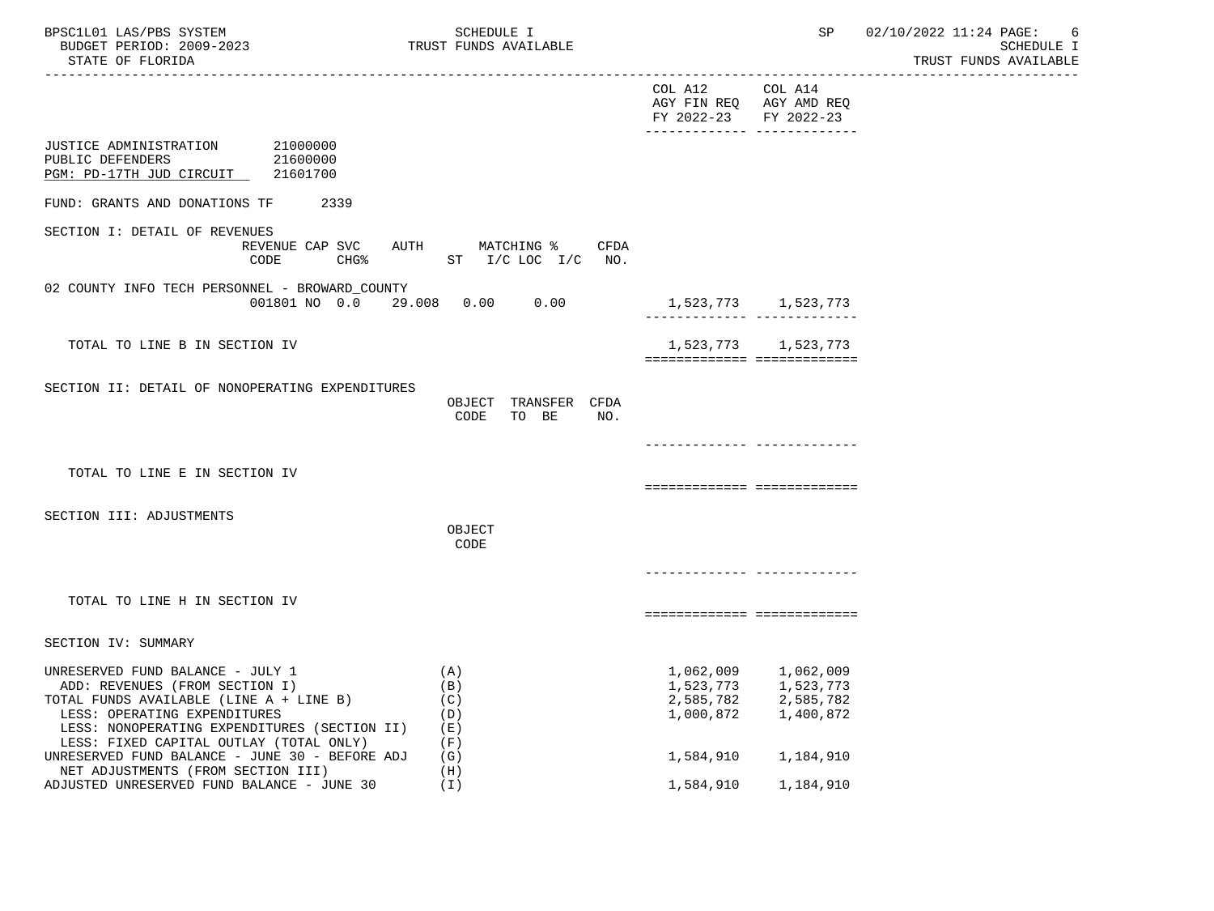JUSTICE ADMINISTRATION 21000000
PUBLIC DEFENDERS 21600000
PGM: PD-17TH JUD CIRCUIT 21601700

FUND: GRANTS AND DONATIONS TF 2339

| | COL A12 AGY FIN REQ FY 2022-23 | COL A14 AGY AMD REQ FY 2022-23 |
|---|---|---|
| **SECTION I: DETAIL OF REVENUES** (REVENUE CODE / CAP SVC CHG% / AUTH ST / MATCHING % I/C LOC I/C / CFDA NO.) | | |
| 02 COUNTY INFO TECH PERSONNEL - BROWARD_COUNTY | | |
| 001801 NO 0.0 29.008 0.00 0.00 | 1,523,773 | 1,523,773 |
| TOTAL TO LINE B IN SECTION IV | 1,523,773 | 1,523,773 |
| **SECTION II: DETAIL OF NONOPERATING EXPENDITURES** (OBJECT CODE / TRANSFER TO BE / CFDA NO.) | | |
| TOTAL TO LINE E IN SECTION IV | | |
| **SECTION III: ADJUSTMENTS** (OBJECT CODE) | | |
| TOTAL TO LINE H IN SECTION IV | | |
| **SECTION IV: SUMMARY** | | |
| UNRESERVED FUND BALANCE - JULY 1 (A) | 1,062,009 | 1,062,009 |
| ADD: REVENUES (FROM SECTION I) (B) | 1,523,773 | 1,523,773 |
| TOTAL FUNDS AVAILABLE (LINE A + LINE B) (C) | 2,585,782 | 2,585,782 |
| LESS: OPERATING EXPENDITURES (D) | 1,000,872 | 1,400,872 |
| LESS: NONOPERATING EXPENDITURES (SECTION II) (E) | | |
| LESS: FIXED CAPITAL OUTLAY (TOTAL ONLY) (F) | | |
| UNRESERVED FUND BALANCE - JUNE 30 - BEFORE ADJ (G) | 1,584,910 | 1,184,910 |
| NET ADJUSTMENTS (FROM SECTION III) (H) | | |
| ADJUSTED UNRESERVED FUND BALANCE - JUNE 30 (I) | 1,584,910 | 1,184,910 |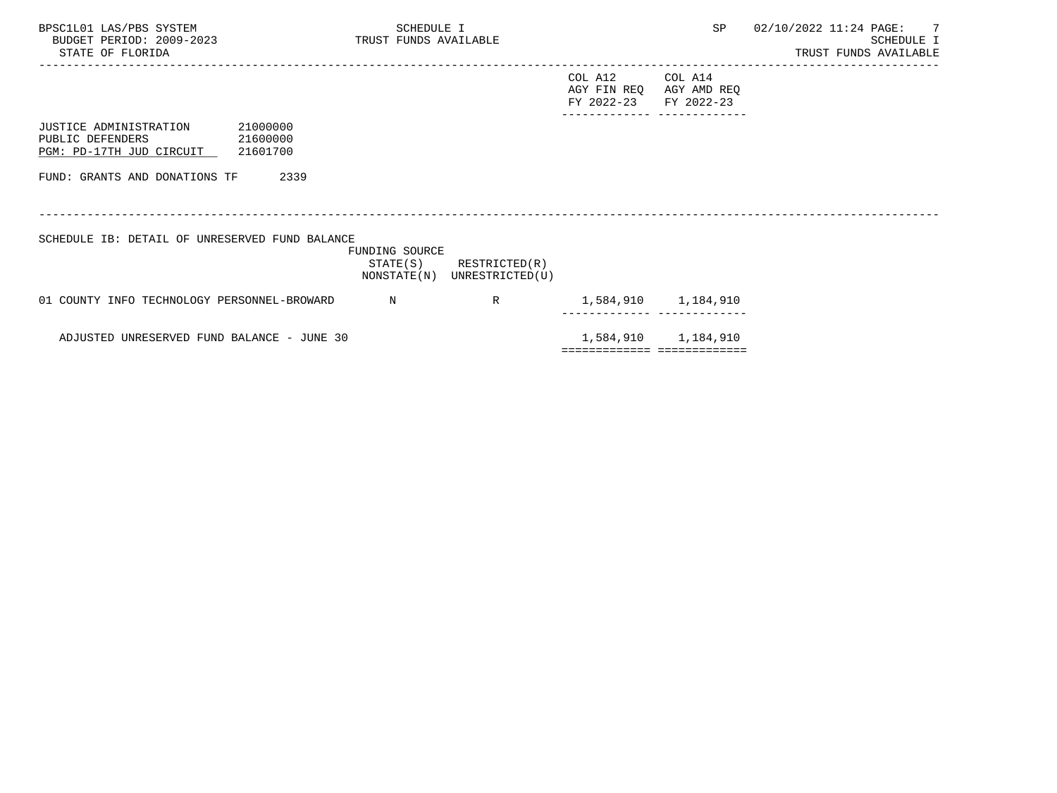SCHEDULE I
TRUST FUNDS AVAILABLE

| | COL A12 AGY FIN REQ FY 2022-23 | COL A14 AGY AMD REQ FY 2022-23 |
|---|---|---|

JUSTICE ADMINISTRATION 21000000
PUBLIC DEFENDERS 21600000
PGM: PD-17TH JUD CIRCUIT 21601700

FUND: GRANTS AND DONATIONS TF 2339

SCHEDULE IB: DETAIL OF UNRESERVED FUND BALANCE

| | FUNDING SOURCE STATE(S) NONSTATE(N) | RESTRICTED(R) UNRESTRICTED(U) | COL A12 AGY FIN REQ FY 2022-23 | COL A14 AGY AMD REQ FY 2022-23 |
|---|---|---|---|---|
| 01 COUNTY INFO TECHNOLOGY PERSONNEL-BROWARD | N | R | 1,584,910 | 1,184,910 |
| ADJUSTED UNRESERVED FUND BALANCE - JUNE 30 | | | 1,584,910 | 1,184,910 |